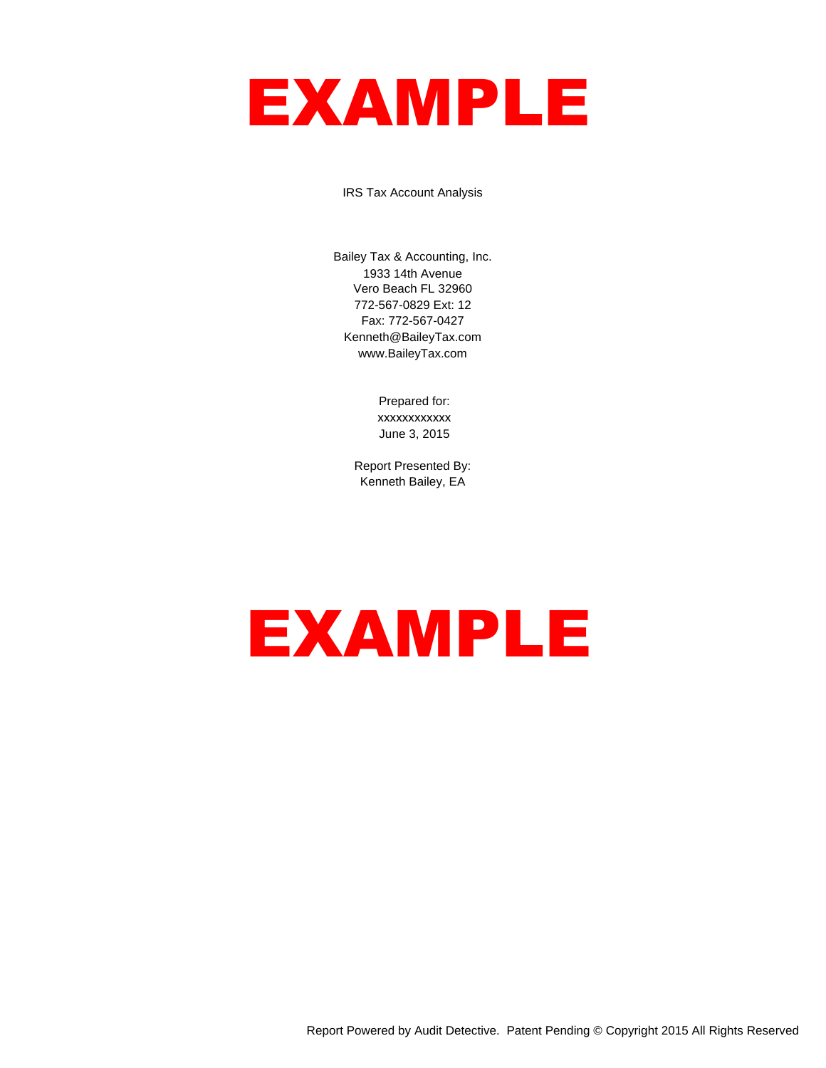# EXAMPLE

IRS Tax Account Analysis

Bailey Tax & Accounting, Inc.
1933 14th Avenue
Vero Beach FL 32960
772-567-0829 Ext: 12
Fax: 772-567-0427
Kenneth@BaileyTax.com
www.BaileyTax.com

Prepared for:
xxxxxxxxxxxx
June 3, 2015

Report Presented By:
Kenneth Bailey, EA

# EXAMPLE

Report Powered by Audit Detective. Patent Pending © Copyright 2015 All Rights Reserved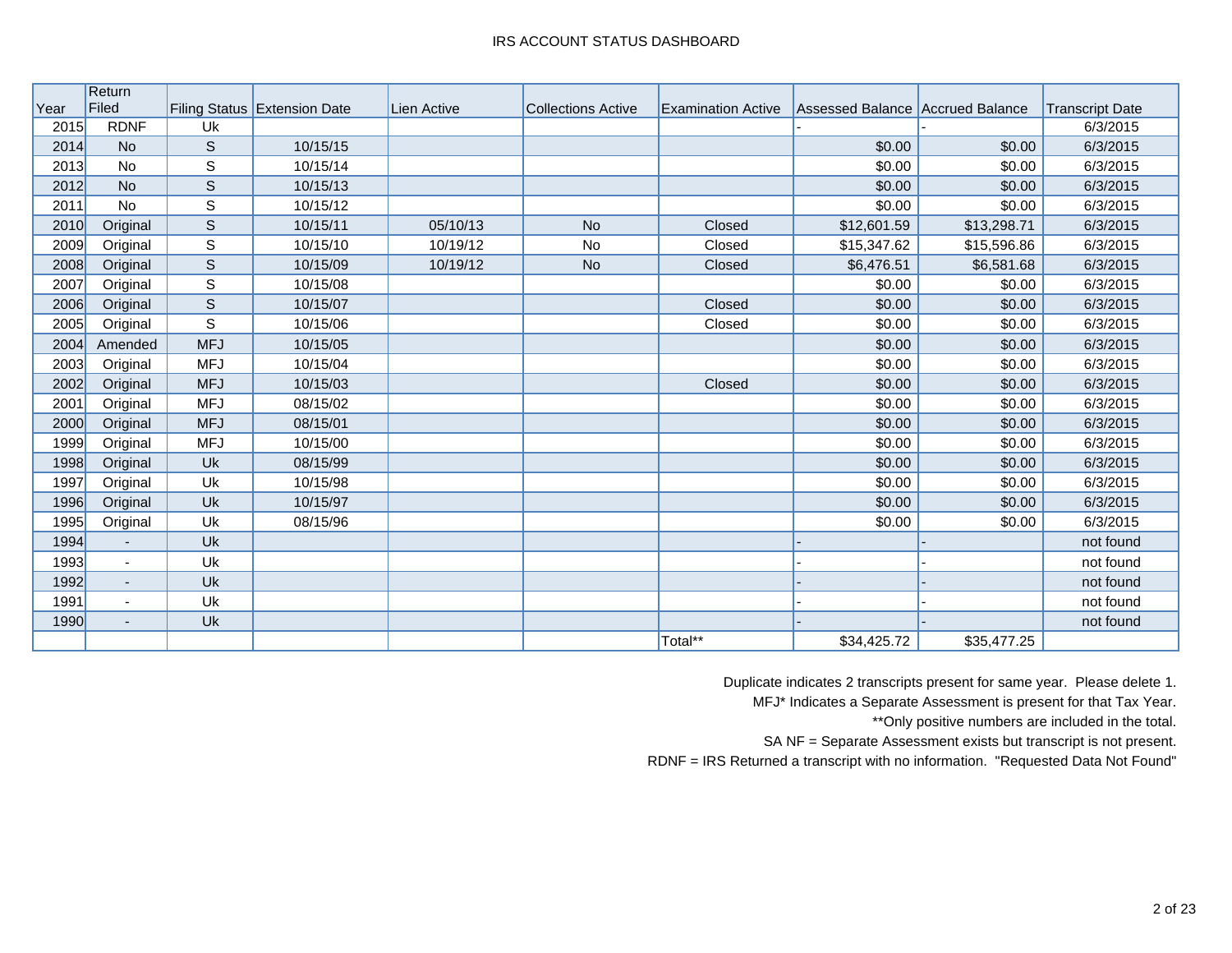# IRS ACCOUNT STATUS DASHBOARD

| Year | Return Filed | Filing Status | Extension Date | Lien Active | Collections Active | Examination Active | Assessed Balance | Accrued Balance | Transcript Date |
|---|---|---|---|---|---|---|---|---|---|
| 2015 | RDNF | Uk | | | | | - | - | 6/3/2015 |
| 2014 | No | S | 10/15/15 | | | | $0.00 | $0.00 | 6/3/2015 |
| 2013 | No | S | 10/15/14 | | | | $0.00 | $0.00 | 6/3/2015 |
| 2012 | No | S | 10/15/13 | | | | $0.00 | $0.00 | 6/3/2015 |
| 2011 | No | S | 10/15/12 | | | | $0.00 | $0.00 | 6/3/2015 |
| 2010 | Original | S | 10/15/11 | 05/10/13 | No | Closed | $12,601.59 | $13,298.71 | 6/3/2015 |
| 2009 | Original | S | 10/15/10 | 10/19/12 | No | Closed | $15,347.62 | $15,596.86 | 6/3/2015 |
| 2008 | Original | S | 10/15/09 | 10/19/12 | No | Closed | $6,476.51 | $6,581.68 | 6/3/2015 |
| 2007 | Original | S | 10/15/08 | | | | $0.00 | $0.00 | 6/3/2015 |
| 2006 | Original | S | 10/15/07 | | | Closed | $0.00 | $0.00 | 6/3/2015 |
| 2005 | Original | S | 10/15/06 | | | Closed | $0.00 | $0.00 | 6/3/2015 |
| 2004 | Amended | MFJ | 10/15/05 | | | | $0.00 | $0.00 | 6/3/2015 |
| 2003 | Original | MFJ | 10/15/04 | | | | $0.00 | $0.00 | 6/3/2015 |
| 2002 | Original | MFJ | 10/15/03 | | | Closed | $0.00 | $0.00 | 6/3/2015 |
| 2001 | Original | MFJ | 08/15/02 | | | | $0.00 | $0.00 | 6/3/2015 |
| 2000 | Original | MFJ | 08/15/01 | | | | $0.00 | $0.00 | 6/3/2015 |
| 1999 | Original | MFJ | 10/15/00 | | | | $0.00 | $0.00 | 6/3/2015 |
| 1998 | Original | Uk | 08/15/99 | | | | $0.00 | $0.00 | 6/3/2015 |
| 1997 | Original | Uk | 10/15/98 | | | | $0.00 | $0.00 | 6/3/2015 |
| 1996 | Original | Uk | 10/15/97 | | | | $0.00 | $0.00 | 6/3/2015 |
| 1995 | Original | Uk | 08/15/96 | | | | $0.00 | $0.00 | 6/3/2015 |
| 1994 | - | Uk | | | | | - | - | not found |
| 1993 | - | Uk | | | | | - | - | not found |
| 1992 | - | Uk | | | | | - | - | not found |
| 1991 | - | Uk | | | | | - | - | not found |
| 1990 | - | Uk | | | | | - | - | not found |
| | | | | | | Total** | $34,425.72 | $35,477.25 | |

Duplicate indicates 2 transcripts present for same year. Please delete 1.

MFJ* Indicates a Separate Assessment is present for that Tax Year.

**Only positive numbers are included in the total.

SA NF = Separate Assessment exists but transcript is not present.

RDNF = IRS Returned a transcript with no information. "Requested Data Not Found"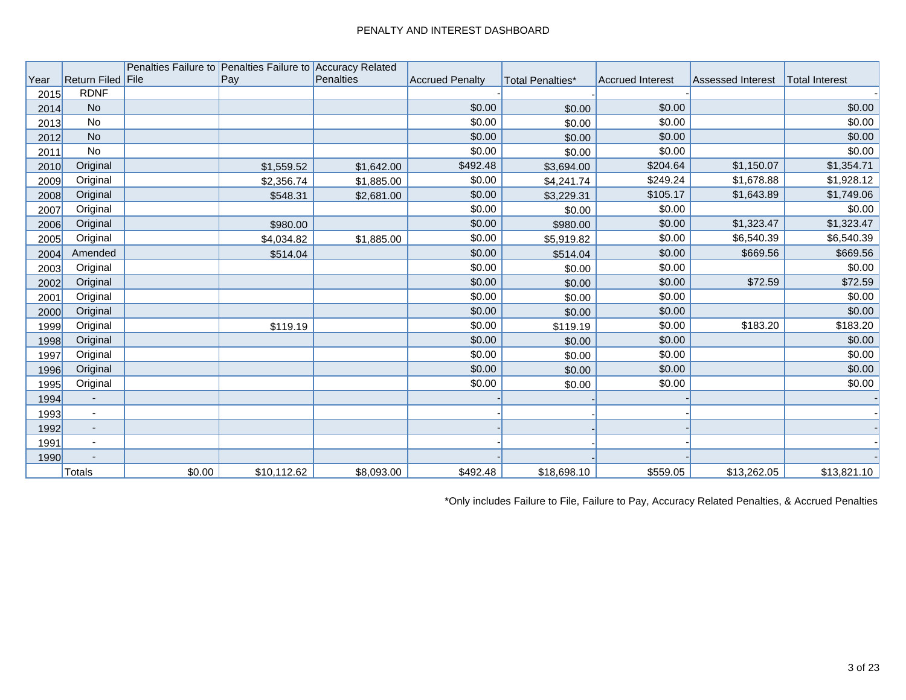# PENALTY AND INTEREST DASHBOARD

| Year | Return Filed | Penalties Failure to File | Penalties Failure to Pay | Accuracy Related Penalties | Accrued Penalty | Total Penalties* | Accrued Interest | Assessed Interest | Total Interest |
|---|---|---|---|---|---|---|---|---|---|
| 2015 | RDNF | | | | - | - | - | | - |
| 2014 | No | | | | $0.00 | $0.00 | $0.00 | | $0.00 |
| 2013 | No | | | | $0.00 | $0.00 | $0.00 | | $0.00 |
| 2012 | No | | | | $0.00 | $0.00 | $0.00 | | $0.00 |
| 2011 | No | | | | $0.00 | $0.00 | $0.00 | | $0.00 |
| 2010 | Original | | $1,559.52 | $1,642.00 | $492.48 | $3,694.00 | $204.64 | $1,150.07 | $1,354.71 |
| 2009 | Original | | $2,356.74 | $1,885.00 | $0.00 | $4,241.74 | $249.24 | $1,678.88 | $1,928.12 |
| 2008 | Original | | $548.31 | $2,681.00 | $0.00 | $3,229.31 | $105.17 | $1,643.89 | $1,749.06 |
| 2007 | Original | | | | $0.00 | $0.00 | $0.00 | | $0.00 |
| 2006 | Original | | $980.00 | | $0.00 | $980.00 | $0.00 | $1,323.47 | $1,323.47 |
| 2005 | Original | | $4,034.82 | $1,885.00 | $0.00 | $5,919.82 | $0.00 | $6,540.39 | $6,540.39 |
| 2004 | Amended | | $514.04 | | $0.00 | $514.04 | $0.00 | $669.56 | $669.56 |
| 2003 | Original | | | | $0.00 | $0.00 | $0.00 | | $0.00 |
| 2002 | Original | | | | $0.00 | $0.00 | $0.00 | $72.59 | $72.59 |
| 2001 | Original | | | | $0.00 | $0.00 | $0.00 | | $0.00 |
| 2000 | Original | | | | $0.00 | $0.00 | $0.00 | | $0.00 |
| 1999 | Original | | $119.19 | | $0.00 | $119.19 | $0.00 | $183.20 | $183.20 |
| 1998 | Original | | | | $0.00 | $0.00 | $0.00 | | $0.00 |
| 1997 | Original | | | | $0.00 | $0.00 | $0.00 | | $0.00 |
| 1996 | Original | | | | $0.00 | $0.00 | $0.00 | | $0.00 |
| 1995 | Original | | | | $0.00 | $0.00 | $0.00 | | $0.00 |
| 1994 | - | | | | - | - | - | | - |
| 1993 | - | | | | - | - | - | | - |
| 1992 | - | | | | - | - | - | | - |
| 1991 | - | | | | - | - | - | | - |
| 1990 | - | | | | - | - | - | | - |
| | Totals | $0.00 | $10,112.62 | $8,093.00 | $492.48 | $18,698.10 | $559.05 | $13,262.05 | $13,821.10 |

*Only includes Failure to File, Failure to Pay, Accuracy Related Penalties, & Accrued Penalties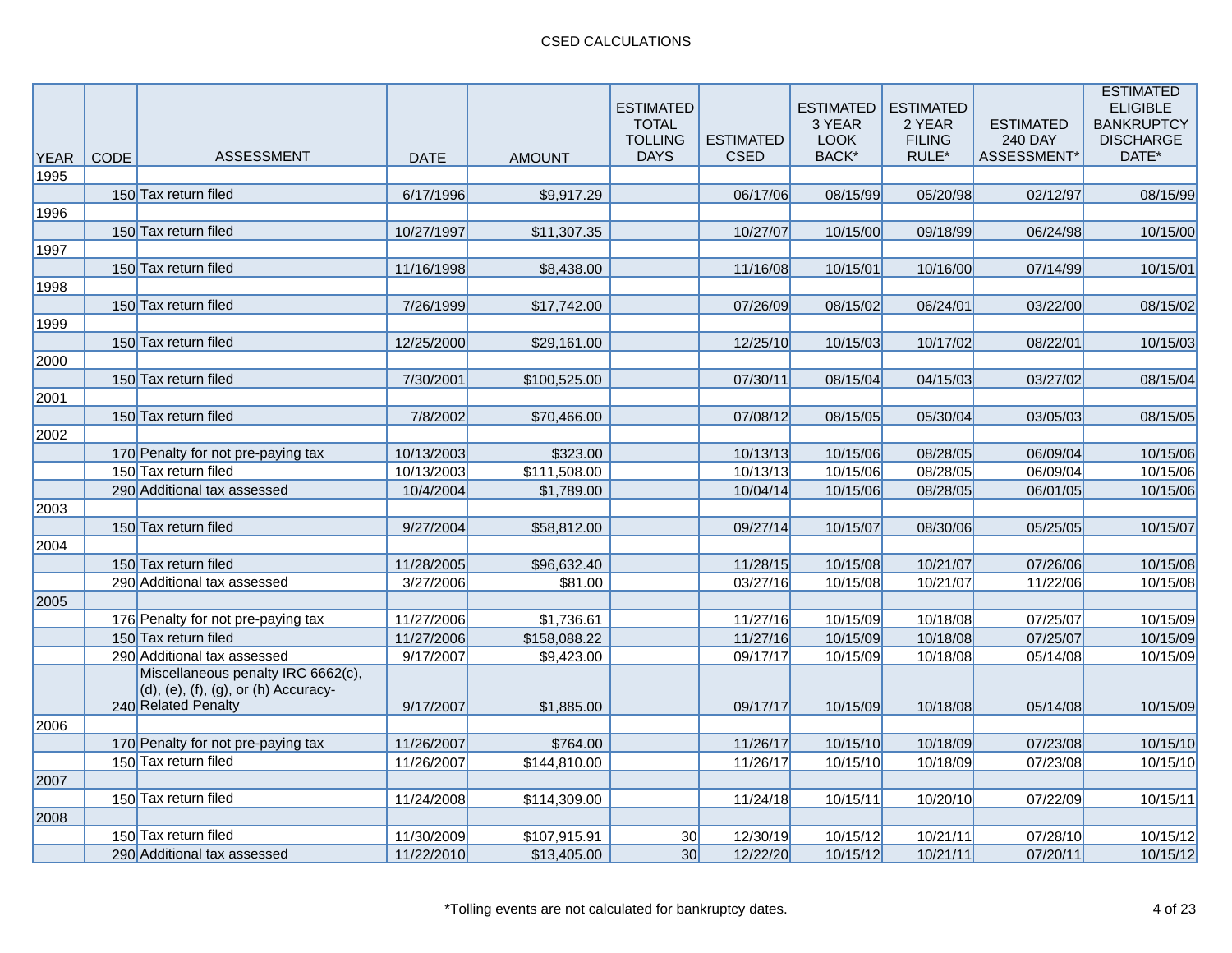# CSED CALCULATIONS

| YEAR | CODE | ASSESSMENT | DATE | AMOUNT | ESTIMATED TOTAL TOLLING DAYS | ESTIMATED CSED | ESTIMATED 3 YEAR LOOK BACK* | ESTIMATED 2 YEAR FILING RULE* | ESTIMATED 240 DAY ASSESSMENT* | ESTIMATED ELIGIBLE BANKRUPTCY DISCHARGE DATE* |
|---|---|---|---|---|---|---|---|---|---|---|
| 1995 | | | | | | | | | | |
| | 150 | Tax return filed | 6/17/1996 | $9,917.29 | | 06/17/06 | 08/15/99 | 05/20/98 | 02/12/97 | 08/15/99 |
| 1996 | | | | | | | | | | |
| | 150 | Tax return filed | 10/27/1997 | $11,307.35 | | 10/27/07 | 10/15/00 | 09/18/99 | 06/24/98 | 10/15/00 |
| 1997 | | | | | | | | | | |
| | 150 | Tax return filed | 11/16/1998 | $8,438.00 | | 11/16/08 | 10/15/01 | 10/16/00 | 07/14/99 | 10/15/01 |
| 1998 | | | | | | | | | | |
| | 150 | Tax return filed | 7/26/1999 | $17,742.00 | | 07/26/09 | 08/15/02 | 06/24/01 | 03/22/00 | 08/15/02 |
| 1999 | | | | | | | | | | |
| | 150 | Tax return filed | 12/25/2000 | $29,161.00 | | 12/25/10 | 10/15/03 | 10/17/02 | 08/22/01 | 10/15/03 |
| 2000 | | | | | | | | | | |
| | 150 | Tax return filed | 7/30/2001 | $100,525.00 | | 07/30/11 | 08/15/04 | 04/15/03 | 03/27/02 | 08/15/04 |
| 2001 | | | | | | | | | | |
| | 150 | Tax return filed | 7/8/2002 | $70,466.00 | | 07/08/12 | 08/15/05 | 05/30/04 | 03/05/03 | 08/15/05 |
| 2002 | | | | | | | | | | |
| | 170 | Penalty for not pre-paying tax | 10/13/2003 | $323.00 | | 10/13/13 | 10/15/06 | 08/28/05 | 06/09/04 | 10/15/06 |
| | 150 | Tax return filed | 10/13/2003 | $111,508.00 | | 10/13/13 | 10/15/06 | 08/28/05 | 06/09/04 | 10/15/06 |
| | 290 | Additional tax assessed | 10/4/2004 | $1,789.00 | | 10/04/14 | 10/15/06 | 08/28/05 | 06/01/05 | 10/15/06 |
| 2003 | | | | | | | | | | |
| | 150 | Tax return filed | 9/27/2004 | $58,812.00 | | 09/27/14 | 10/15/07 | 08/30/06 | 05/25/05 | 10/15/07 |
| 2004 | | | | | | | | | | |
| | 150 | Tax return filed | 11/28/2005 | $96,632.40 | | 11/28/15 | 10/15/08 | 10/21/07 | 07/26/06 | 10/15/08 |
| | 290 | Additional tax assessed | 3/27/2006 | $81.00 | | 03/27/16 | 10/15/08 | 10/21/07 | 11/22/06 | 10/15/08 |
| 2005 | | | | | | | | | | |
| | 176 | Penalty for not pre-paying tax | 11/27/2006 | $1,736.61 | | 11/27/16 | 10/15/09 | 10/18/08 | 07/25/07 | 10/15/09 |
| | 150 | Tax return filed | 11/27/2006 | $158,088.22 | | 11/27/16 | 10/15/09 | 10/18/08 | 07/25/07 | 10/15/09 |
| | 290 | Additional tax assessed | 9/17/2007 | $9,423.00 | | 09/17/17 | 10/15/09 | 10/18/08 | 05/14/08 | 10/15/09 |
| | 240 | Miscellaneous penalty IRC 6662(c), (d), (e), (f), (g), or (h) Accuracy-Related Penalty | 9/17/2007 | $1,885.00 | | 09/17/17 | 10/15/09 | 10/18/08 | 05/14/08 | 10/15/09 |
| 2006 | | | | | | | | | | |
| | 170 | Penalty for not pre-paying tax | 11/26/2007 | $764.00 | | 11/26/17 | 10/15/10 | 10/18/09 | 07/23/08 | 10/15/10 |
| | 150 | Tax return filed | 11/26/2007 | $144,810.00 | | 11/26/17 | 10/15/10 | 10/18/09 | 07/23/08 | 10/15/10 |
| 2007 | | | | | | | | | | |
| | 150 | Tax return filed | 11/24/2008 | $114,309.00 | | 11/24/18 | 10/15/11 | 10/20/10 | 07/22/09 | 10/15/11 |
| 2008 | | | | | | | | | | |
| | 150 | Tax return filed | 11/30/2009 | $107,915.91 | 30 | 12/30/19 | 10/15/12 | 10/21/11 | 07/28/10 | 10/15/12 |
| | 290 | Additional tax assessed | 11/22/2010 | $13,405.00 | 30 | 12/22/20 | 10/15/12 | 10/21/11 | 07/20/11 | 10/15/12 |

*Tolling events are not calculated for bankruptcy dates.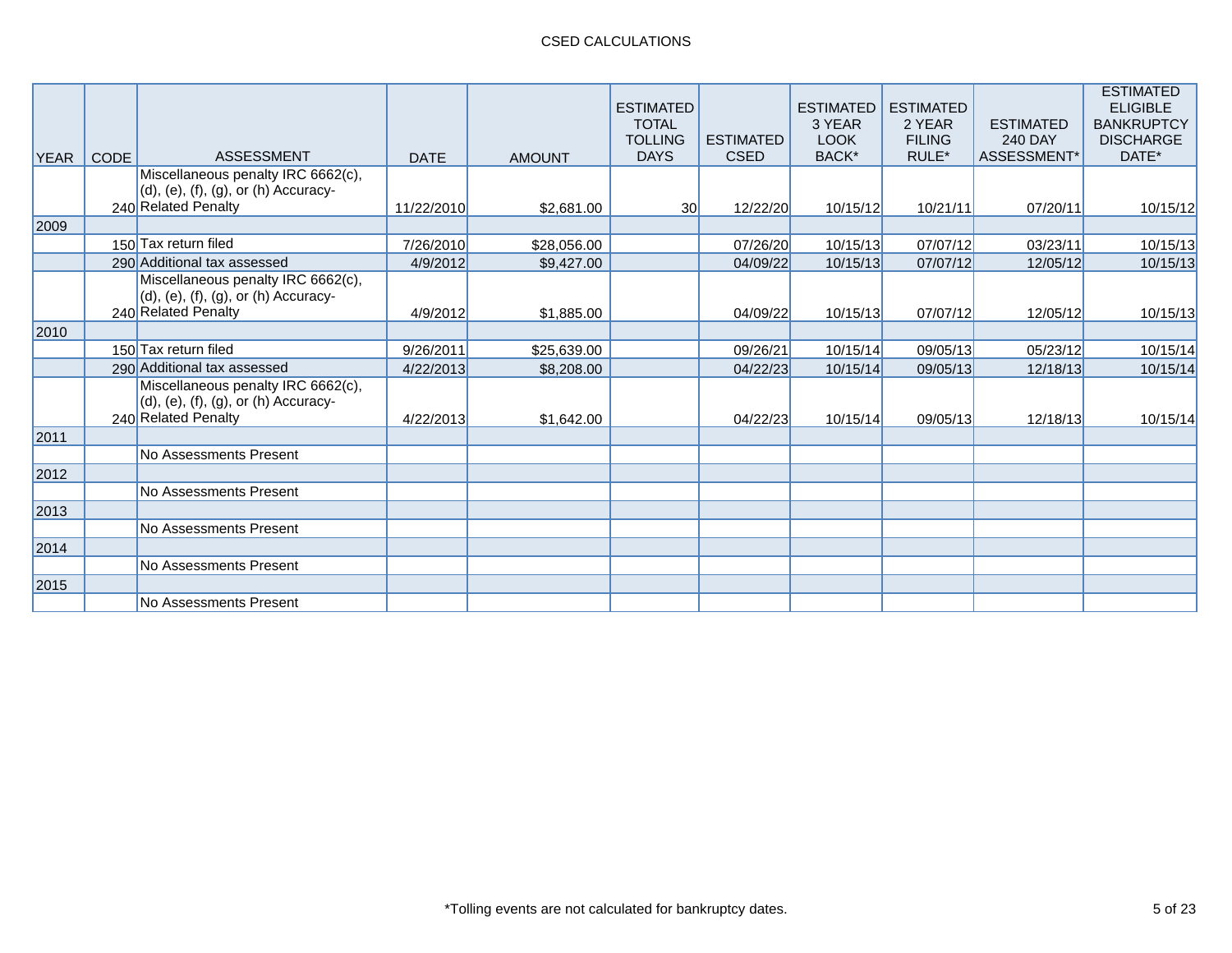CSED CALCULATIONS

| YEAR | CODE | ASSESSMENT | DATE | AMOUNT | ESTIMATED TOTAL TOLLING DAYS | ESTIMATED CSED | ESTIMATED 3 YEAR LOOK BACK* | ESTIMATED 2 YEAR FILING RULE* | ESTIMATED 240 DAY ASSESSMENT* | ESTIMATED ELIGIBLE BANKRUPTCY DISCHARGE DATE* |
|---|---|---|---|---|---|---|---|---|---|---|
| | 240 | Miscellaneous penalty IRC 6662(c), (d), (e), (f), (g), or (h) Accuracy-Related Penalty | 11/22/2010 | $2,681.00 | 30 | 12/22/20 | 10/15/12 | 10/21/11 | 07/20/11 | 10/15/12 |
| 2009 | | | | | | | | | | |
| | 150 | Tax return filed | 7/26/2010 | $28,056.00 | | 07/26/20 | 10/15/13 | 07/07/12 | 03/23/11 | 10/15/13 |
| | 290 | Additional tax assessed | 4/9/2012 | $9,427.00 | | 04/09/22 | 10/15/13 | 07/07/12 | 12/05/12 | 10/15/13 |
| | 240 | Miscellaneous penalty IRC 6662(c), (d), (e), (f), (g), or (h) Accuracy-Related Penalty | 4/9/2012 | $1,885.00 | | 04/09/22 | 10/15/13 | 07/07/12 | 12/05/12 | 10/15/13 |
| 2010 | | | | | | | | | | |
| | 150 | Tax return filed | 9/26/2011 | $25,639.00 | | 09/26/21 | 10/15/14 | 09/05/13 | 05/23/12 | 10/15/14 |
| | 290 | Additional tax assessed | 4/22/2013 | $8,208.00 | | 04/22/23 | 10/15/14 | 09/05/13 | 12/18/13 | 10/15/14 |
| | 240 | Miscellaneous penalty IRC 6662(c), (d), (e), (f), (g), or (h) Accuracy-Related Penalty | 4/22/2013 | $1,642.00 | | 04/22/23 | 10/15/14 | 09/05/13 | 12/18/13 | 10/15/14 |
| 2011 | | | | | | | | | | |
| | | No Assessments Present | | | | | | | | |
| 2012 | | | | | | | | | | |
| | | No Assessments Present | | | | | | | | |
| 2013 | | | | | | | | | | |
| | | No Assessments Present | | | | | | | | |
| 2014 | | | | | | | | | | |
| | | No Assessments Present | | | | | | | | |
| 2015 | | | | | | | | | | |
| | | No Assessments Present | | | | | | | | |

*Tolling events are not calculated for bankruptcy dates.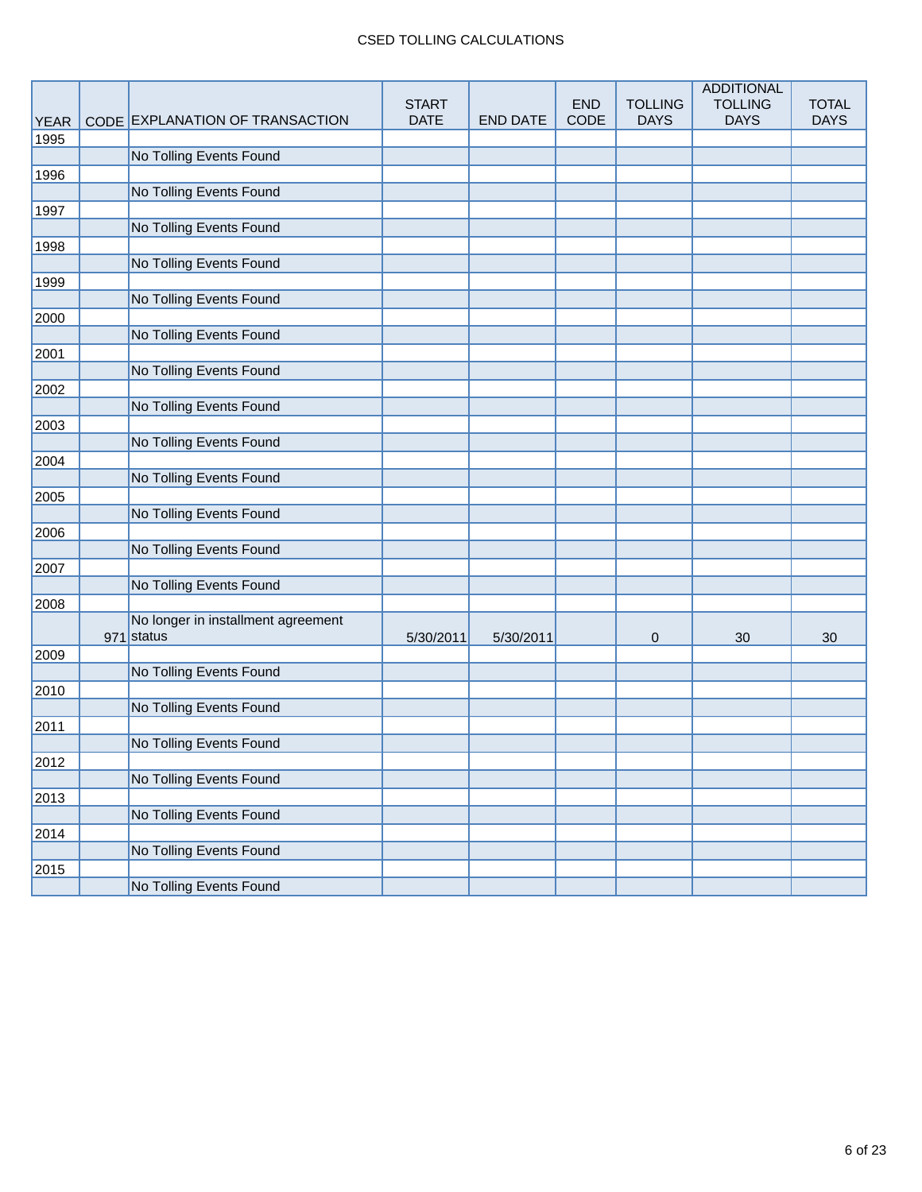# CSED TOLLING CALCULATIONS

| YEAR | CODE | EXPLANATION OF TRANSACTION | START DATE | END DATE | END CODE | TOLLING DAYS | ADDITIONAL TOLLING DAYS | TOTAL DAYS |
|---|---|---|---|---|---|---|---|---|
| 1995 | | | | | | | | |
| | | No Tolling Events Found | | | | | | |
| 1996 | | | | | | | | |
| | | No Tolling Events Found | | | | | | |
| 1997 | | | | | | | | |
| | | No Tolling Events Found | | | | | | |
| 1998 | | | | | | | | |
| | | No Tolling Events Found | | | | | | |
| 1999 | | | | | | | | |
| | | No Tolling Events Found | | | | | | |
| 2000 | | | | | | | | |
| | | No Tolling Events Found | | | | | | |
| 2001 | | | | | | | | |
| | | No Tolling Events Found | | | | | | |
| 2002 | | | | | | | | |
| | | No Tolling Events Found | | | | | | |
| 2003 | | | | | | | | |
| | | No Tolling Events Found | | | | | | |
| 2004 | | | | | | | | |
| | | No Tolling Events Found | | | | | | |
| 2005 | | | | | | | | |
| | | No Tolling Events Found | | | | | | |
| 2006 | | | | | | | | |
| | | No Tolling Events Found | | | | | | |
| 2007 | | | | | | | | |
| | | No Tolling Events Found | | | | | | |
| 2008 | | | | | | | | |
| | 971 | No longer in installment agreement status | 5/30/2011 | 5/30/2011 | | 0 | 30 | 30 |
| 2009 | | | | | | | | |
| | | No Tolling Events Found | | | | | | |
| 2010 | | | | | | | | |
| | | No Tolling Events Found | | | | | | |
| 2011 | | | | | | | | |
| | | No Tolling Events Found | | | | | | |
| 2012 | | | | | | | | |
| | | No Tolling Events Found | | | | | | |
| 2013 | | | | | | | | |
| | | No Tolling Events Found | | | | | | |
| 2014 | | | | | | | | |
| | | No Tolling Events Found | | | | | | |
| 2015 | | | | | | | | |
| | | No Tolling Events Found | | | | | | |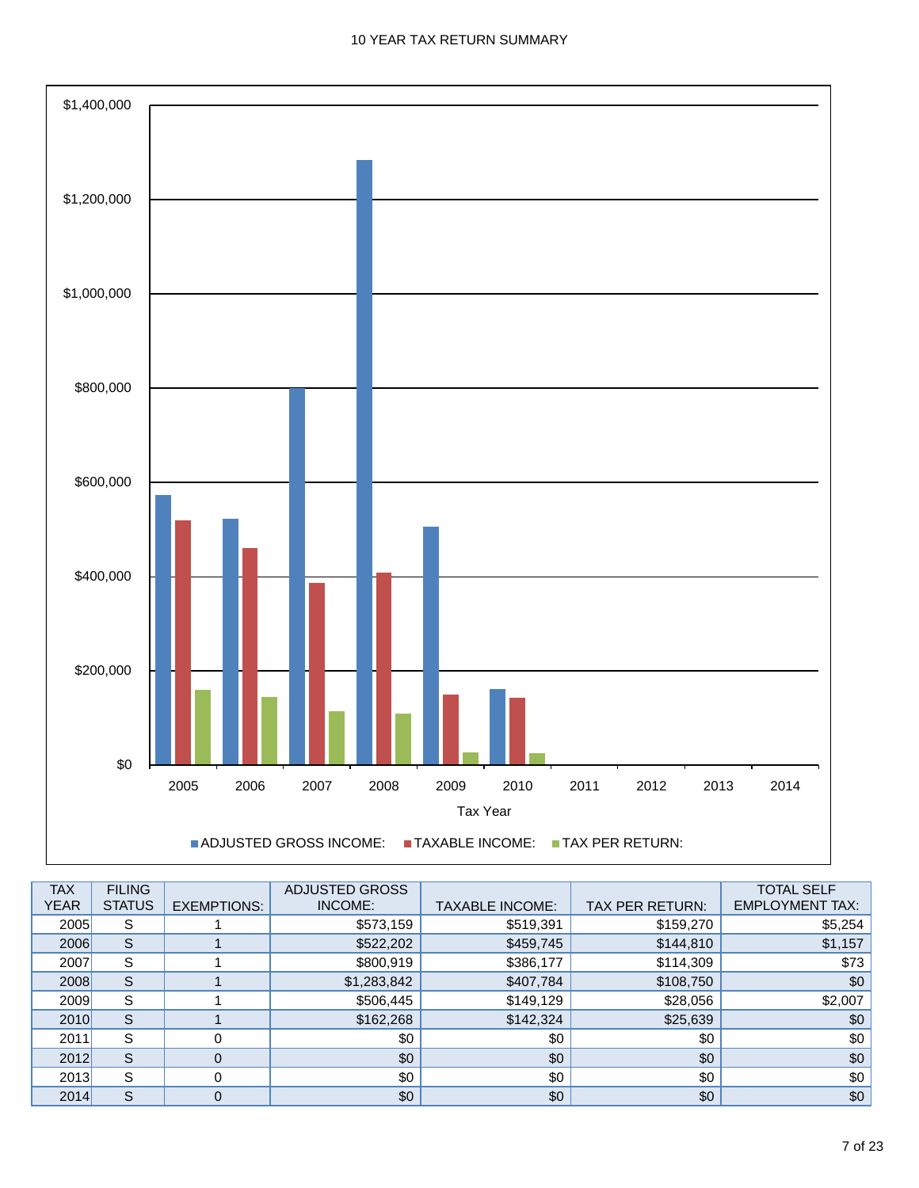# 10 YEAR TAX RETURN SUMMARY

| TAX YEAR | FILING STATUS | EXEMPTIONS: | ADJUSTED GROSS INCOME: | TAXABLE INCOME: | TAX PER RETURN: | TOTAL SELF EMPLOYMENT TAX: |
|---|---|---|---|---|---|---|
| 2005 | S | 1 | $573,159 | $519,391 | $159,270 | $5,254 |
| 2006 | S | 1 | $522,202 | $459,745 | $144,810 | $1,157 |
| 2007 | S | 1 | $800,919 | $386,177 | $114,309 | $73 |
| 2008 | S | 1 | $1,283,842 | $407,784 | $108,750 | $0 |
| 2009 | S | 1 | $506,445 | $149,129 | $28,056 | $2,007 |
| 2010 | S | 1 | $162,268 | $142,324 | $25,639 | $0 |
| 2011 | S | 0 | $0 | $0 | $0 | $0 |
| 2012 | S | 0 | $0 | $0 | $0 | $0 |
| 2013 | S | 0 | $0 | $0 | $0 | $0 |
| 2014 | S | 0 | $0 | $0 | $0 | $0 |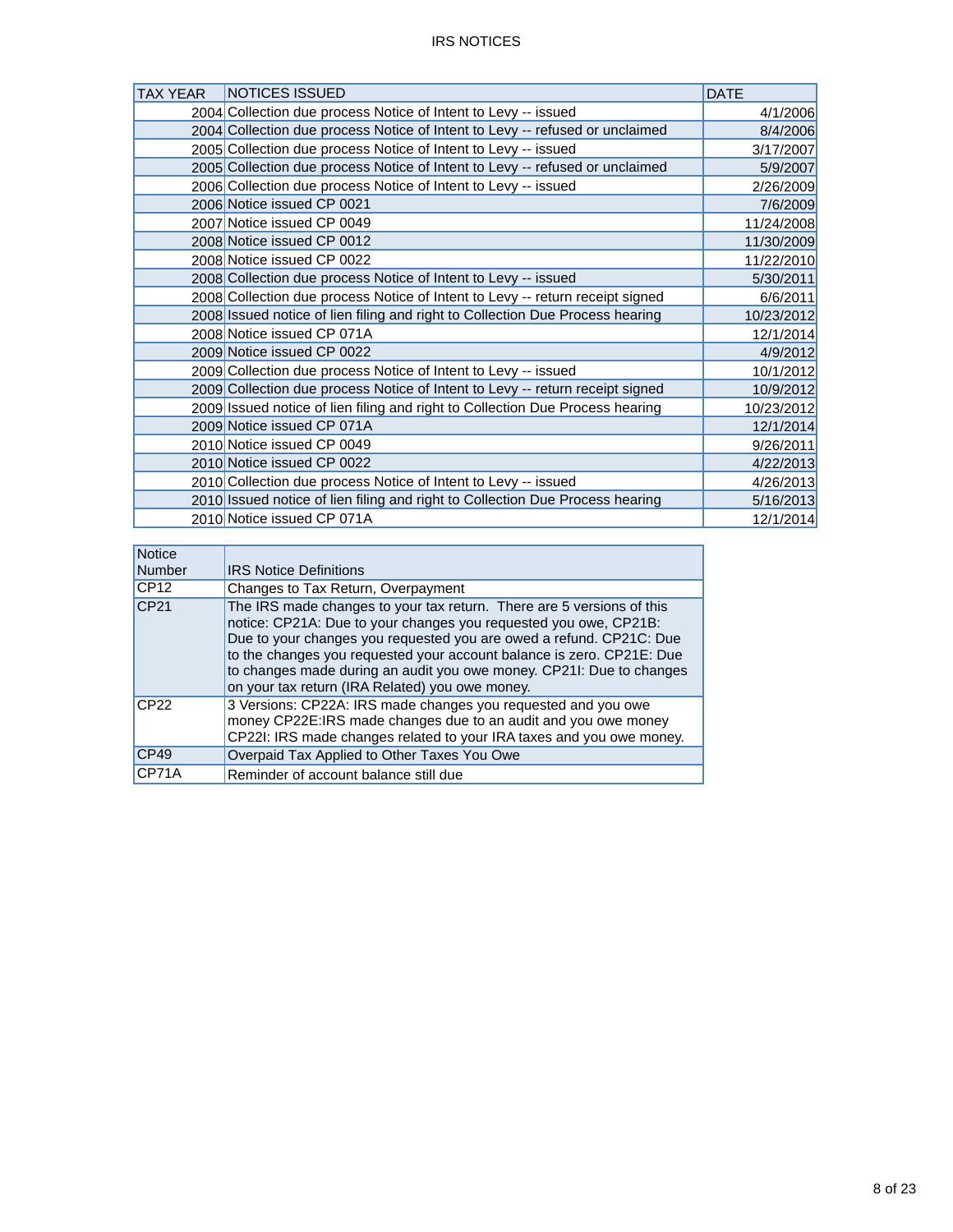# IRS NOTICES

| TAX YEAR | NOTICES ISSUED | DATE |
|---|---|---|
| 2004 | Collection due process Notice of Intent to Levy -- issued | 4/1/2006 |
| 2004 | Collection due process Notice of Intent to Levy -- refused or unclaimed | 8/4/2006 |
| 2005 | Collection due process Notice of Intent to Levy -- issued | 3/17/2007 |
| 2005 | Collection due process Notice of Intent to Levy -- refused or unclaimed | 5/9/2007 |
| 2006 | Collection due process Notice of Intent to Levy -- issued | 2/26/2009 |
| 2006 | Notice issued CP 0021 | 7/6/2009 |
| 2007 | Notice issued CP 0049 | 11/24/2008 |
| 2008 | Notice issued CP 0012 | 11/30/2009 |
| 2008 | Notice issued CP 0022 | 11/22/2010 |
| 2008 | Collection due process Notice of Intent to Levy -- issued | 5/30/2011 |
| 2008 | Collection due process Notice of Intent to Levy -- return receipt signed | 6/6/2011 |
| 2008 | Issued notice of lien filing and right to Collection Due Process hearing | 10/23/2012 |
| 2008 | Notice issued CP 071A | 12/1/2014 |
| 2009 | Notice issued CP 0022 | 4/9/2012 |
| 2009 | Collection due process Notice of Intent to Levy -- issued | 10/1/2012 |
| 2009 | Collection due process Notice of Intent to Levy -- return receipt signed | 10/9/2012 |
| 2009 | Issued notice of lien filing and right to Collection Due Process hearing | 10/23/2012 |
| 2009 | Notice issued CP 071A | 12/1/2014 |
| 2010 | Notice issued CP 0049 | 9/26/2011 |
| 2010 | Notice issued CP 0022 | 4/22/2013 |
| 2010 | Collection due process Notice of Intent to Levy -- issued | 4/26/2013 |
| 2010 | Issued notice of lien filing and right to Collection Due Process hearing | 5/16/2013 |
| 2010 | Notice issued CP 071A | 12/1/2014 |

| Notice Number | IRS Notice Definitions |
|---|---|
| CP12 | Changes to Tax Return, Overpayment |
| CP21 | The IRS made changes to your tax return. There are 5 versions of this notice: CP21A: Due to your changes you requested you owe, CP21B: Due to your changes you requested you are owed a refund. CP21C: Due to the changes you requested your account balance is zero. CP21E: Due to changes made during an audit you owe money. CP21I: Due to changes on your tax return (IRA Related) you owe money. |
| CP22 | 3 Versions: CP22A: IRS made changes you requested and you owe money CP22E:IRS made changes due to an audit and you owe money CP22I: IRS made changes related to your IRA taxes and you owe money. |
| CP49 | Overpaid Tax Applied to Other Taxes You Owe |
| CP71A | Reminder of account balance still due |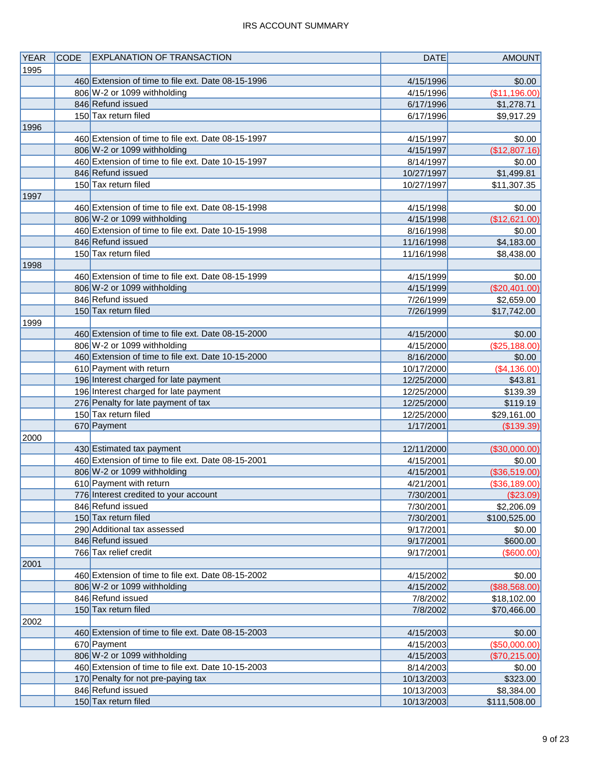# IRS ACCOUNT SUMMARY

| YEAR | CODE | EXPLANATION OF TRANSACTION | DATE | AMOUNT |
|---|---|---|---|---|
| 1995 | | | | |
| | 460 | Extension of time to file ext. Date 08-15-1996 | 4/15/1996 | $0.00 |
| | 806 | W-2 or 1099 withholding | 4/15/1996 | ($11,196.00) |
| | 846 | Refund issued | 6/17/1996 | $1,278.71 |
| | 150 | Tax return filed | 6/17/1996 | $9,917.29 |
| 1996 | | | | |
| | 460 | Extension of time to file ext. Date 08-15-1997 | 4/15/1997 | $0.00 |
| | 806 | W-2 or 1099 withholding | 4/15/1997 | ($12,807.16) |
| | 460 | Extension of time to file ext. Date 10-15-1997 | 8/14/1997 | $0.00 |
| | 846 | Refund issued | 10/27/1997 | $1,499.81 |
| | 150 | Tax return filed | 10/27/1997 | $11,307.35 |
| 1997 | | | | |
| | 460 | Extension of time to file ext. Date 08-15-1998 | 4/15/1998 | $0.00 |
| | 806 | W-2 or 1099 withholding | 4/15/1998 | ($12,621.00) |
| | 460 | Extension of time to file ext. Date 10-15-1998 | 8/16/1998 | $0.00 |
| | 846 | Refund issued | 11/16/1998 | $4,183.00 |
| | 150 | Tax return filed | 11/16/1998 | $8,438.00 |
| 1998 | | | | |
| | 460 | Extension of time to file ext. Date 08-15-1999 | 4/15/1999 | $0.00 |
| | 806 | W-2 or 1099 withholding | 4/15/1999 | ($20,401.00) |
| | 846 | Refund issued | 7/26/1999 | $2,659.00 |
| | 150 | Tax return filed | 7/26/1999 | $17,742.00 |
| 1999 | | | | |
| | 460 | Extension of time to file ext. Date 08-15-2000 | 4/15/2000 | $0.00 |
| | 806 | W-2 or 1099 withholding | 4/15/2000 | ($25,188.00) |
| | 460 | Extension of time to file ext. Date 10-15-2000 | 8/16/2000 | $0.00 |
| | 610 | Payment with return | 10/17/2000 | ($4,136.00) |
| | 196 | Interest charged for late payment | 12/25/2000 | $43.81 |
| | 196 | Interest charged for late payment | 12/25/2000 | $139.39 |
| | 276 | Penalty for late payment of tax | 12/25/2000 | $119.19 |
| | 150 | Tax return filed | 12/25/2000 | $29,161.00 |
| | 670 | Payment | 1/17/2001 | ($139.39) |
| 2000 | | | | |
| | 430 | Estimated tax payment | 12/11/2000 | ($30,000.00) |
| | 460 | Extension of time to file ext. Date 08-15-2001 | 4/15/2001 | $0.00 |
| | 806 | W-2 or 1099 withholding | 4/15/2001 | ($36,519.00) |
| | 610 | Payment with return | 4/21/2001 | ($36,189.00) |
| | 776 | Interest credited to your account | 7/30/2001 | ($23.09) |
| | 846 | Refund issued | 7/30/2001 | $2,206.09 |
| | 150 | Tax return filed | 7/30/2001 | $100,525.00 |
| | 290 | Additional tax assessed | 9/17/2001 | $0.00 |
| | 846 | Refund issued | 9/17/2001 | $600.00 |
| | 766 | Tax relief credit | 9/17/2001 | ($600.00) |
| 2001 | | | | |
| | 460 | Extension of time to file ext. Date 08-15-2002 | 4/15/2002 | $0.00 |
| | 806 | W-2 or 1099 withholding | 4/15/2002 | ($88,568.00) |
| | 846 | Refund issued | 7/8/2002 | $18,102.00 |
| | 150 | Tax return filed | 7/8/2002 | $70,466.00 |
| 2002 | | | | |
| | 460 | Extension of time to file ext. Date 08-15-2003 | 4/15/2003 | $0.00 |
| | 670 | Payment | 4/15/2003 | ($50,000.00) |
| | 806 | W-2 or 1099 withholding | 4/15/2003 | ($70,215.00) |
| | 460 | Extension of time to file ext. Date 10-15-2003 | 8/14/2003 | $0.00 |
| | 170 | Penalty for not pre-paying tax | 10/13/2003 | $323.00 |
| | 846 | Refund issued | 10/13/2003 | $8,384.00 |
| | 150 | Tax return filed | 10/13/2003 | $111,508.00 |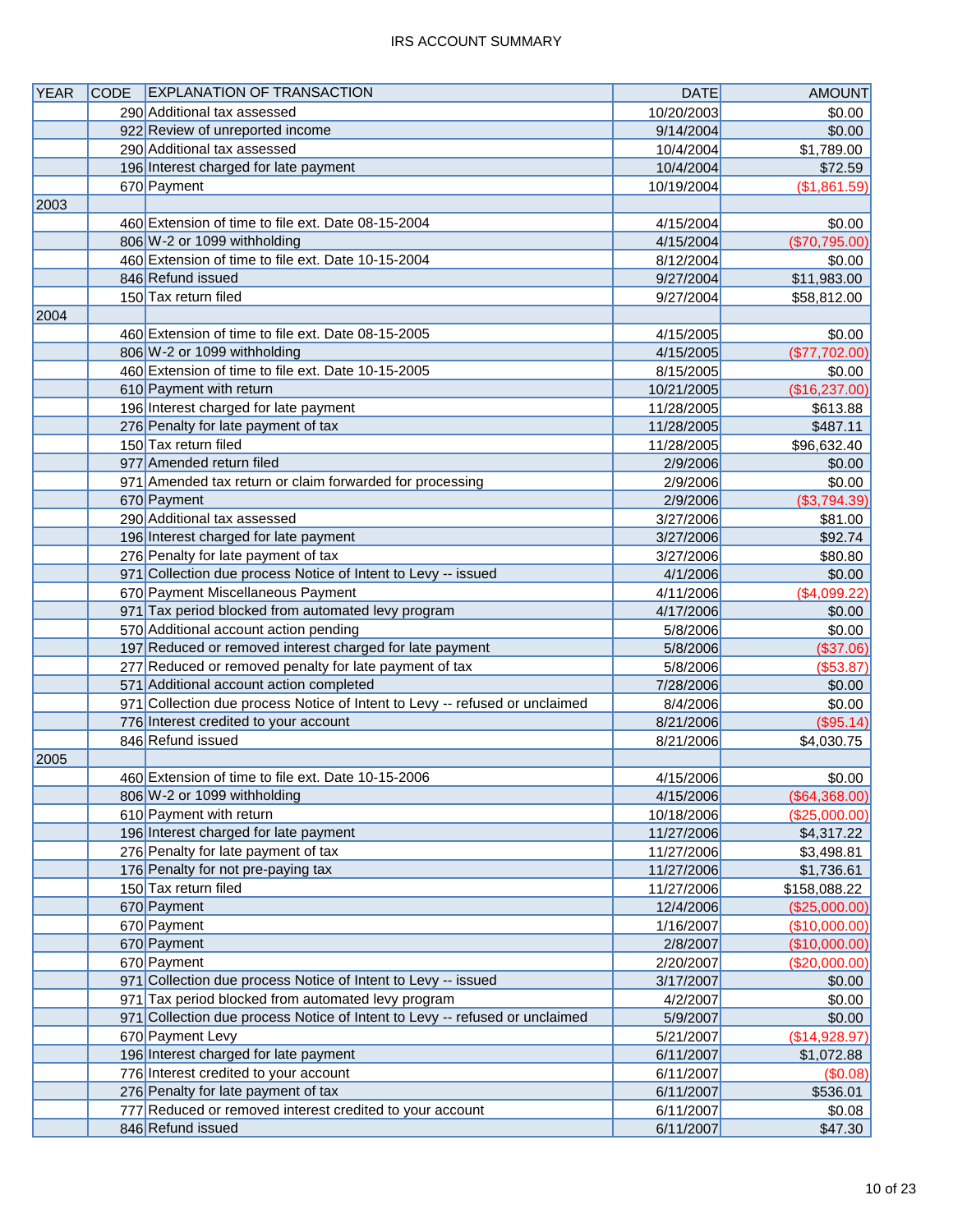# IRS ACCOUNT SUMMARY

| YEAR | CODE | EXPLANATION OF TRANSACTION | DATE | AMOUNT |
|---|---|---|---|---|
| | 290 | Additional tax assessed | 10/20/2003 | $0.00 |
| | 922 | Review of unreported income | 9/14/2004 | $0.00 |
| | 290 | Additional tax assessed | 10/4/2004 | $1,789.00 |
| | 196 | Interest charged for late payment | 10/4/2004 | $72.59 |
| | 670 | Payment | 10/19/2004 | ($1,861.59) |
| 2003 | | | | |
| | 460 | Extension of time to file ext. Date 08-15-2004 | 4/15/2004 | $0.00 |
| | 806 | W-2 or 1099 withholding | 4/15/2004 | ($70,795.00) |
| | 460 | Extension of time to file ext. Date 10-15-2004 | 8/12/2004 | $0.00 |
| | 846 | Refund issued | 9/27/2004 | $11,983.00 |
| | 150 | Tax return filed | 9/27/2004 | $58,812.00 |
| 2004 | | | | |
| | 460 | Extension of time to file ext. Date 08-15-2005 | 4/15/2005 | $0.00 |
| | 806 | W-2 or 1099 withholding | 4/15/2005 | ($77,702.00) |
| | 460 | Extension of time to file ext. Date 10-15-2005 | 8/15/2005 | $0.00 |
| | 610 | Payment with return | 10/21/2005 | ($16,237.00) |
| | 196 | Interest charged for late payment | 11/28/2005 | $613.88 |
| | 276 | Penalty for late payment of tax | 11/28/2005 | $487.11 |
| | 150 | Tax return filed | 11/28/2005 | $96,632.40 |
| | 977 | Amended return filed | 2/9/2006 | $0.00 |
| | 971 | Amended tax return or claim forwarded for processing | 2/9/2006 | $0.00 |
| | 670 | Payment | 2/9/2006 | ($3,794.39) |
| | 290 | Additional tax assessed | 3/27/2006 | $81.00 |
| | 196 | Interest charged for late payment | 3/27/2006 | $92.74 |
| | 276 | Penalty for late payment of tax | 3/27/2006 | $80.80 |
| | 971 | Collection due process Notice of Intent to Levy -- issued | 4/1/2006 | $0.00 |
| | 670 | Payment Miscellaneous Payment | 4/11/2006 | ($4,099.22) |
| | 971 | Tax period blocked from automated levy program | 4/17/2006 | $0.00 |
| | 570 | Additional account action pending | 5/8/2006 | $0.00 |
| | 197 | Reduced or removed interest charged for late payment | 5/8/2006 | ($37.06) |
| | 277 | Reduced or removed penalty for late payment of tax | 5/8/2006 | ($53.87) |
| | 571 | Additional account action completed | 7/28/2006 | $0.00 |
| | 971 | Collection due process Notice of Intent to Levy -- refused or unclaimed | 8/4/2006 | $0.00 |
| | 776 | Interest credited to your account | 8/21/2006 | ($95.14) |
| | 846 | Refund issued | 8/21/2006 | $4,030.75 |
| 2005 | | | | |
| | 460 | Extension of time to file ext. Date 10-15-2006 | 4/15/2006 | $0.00 |
| | 806 | W-2 or 1099 withholding | 4/15/2006 | ($64,368.00) |
| | 610 | Payment with return | 10/18/2006 | ($25,000.00) |
| | 196 | Interest charged for late payment | 11/27/2006 | $4,317.22 |
| | 276 | Penalty for late payment of tax | 11/27/2006 | $3,498.81 |
| | 176 | Penalty for not pre-paying tax | 11/27/2006 | $1,736.61 |
| | 150 | Tax return filed | 11/27/2006 | $158,088.22 |
| | 670 | Payment | 12/4/2006 | ($25,000.00) |
| | 670 | Payment | 1/16/2007 | ($10,000.00) |
| | 670 | Payment | 2/8/2007 | ($10,000.00) |
| | 670 | Payment | 2/20/2007 | ($20,000.00) |
| | 971 | Collection due process Notice of Intent to Levy -- issued | 3/17/2007 | $0.00 |
| | 971 | Tax period blocked from automated levy program | 4/2/2007 | $0.00 |
| | 971 | Collection due process Notice of Intent to Levy -- refused or unclaimed | 5/9/2007 | $0.00 |
| | 670 | Payment Levy | 5/21/2007 | ($14,928.97) |
| | 196 | Interest charged for late payment | 6/11/2007 | $1,072.88 |
| | 776 | Interest credited to your account | 6/11/2007 | ($0.08) |
| | 276 | Penalty for late payment of tax | 6/11/2007 | $536.01 |
| | 777 | Reduced or removed interest credited to your account | 6/11/2007 | $0.08 |
| | 846 | Refund issued | 6/11/2007 | $47.30 |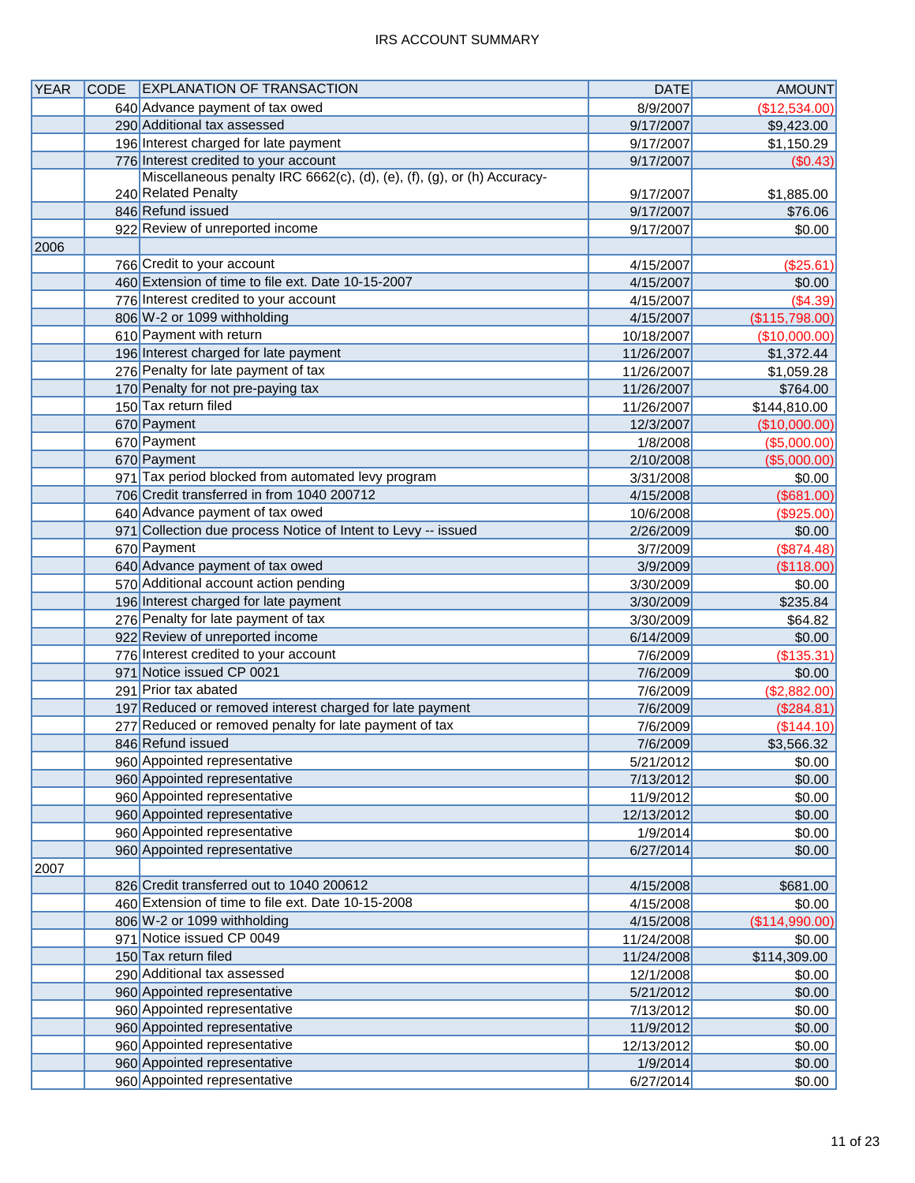IRS ACCOUNT SUMMARY

| YEAR | CODE | EXPLANATION OF TRANSACTION | DATE | AMOUNT |
|---|---|---|---|---|
| | 640 | Advance payment of tax owed | 8/9/2007 | ($12,534.00) |
| | 290 | Additional tax assessed | 9/17/2007 | $9,423.00 |
| | 196 | Interest charged for late payment | 9/17/2007 | $1,150.29 |
| | 776 | Interest credited to your account | 9/17/2007 | ($0.43) |
| | 240 | Miscellaneous penalty IRC 6662(c), (d), (e), (f), (g), or (h) Accuracy-Related Penalty | 9/17/2007 | $1,885.00 |
| | 846 | Refund issued | 9/17/2007 | $76.06 |
| | 922 | Review of unreported income | 9/17/2007 | $0.00 |
| 2006 | | | | |
| | 766 | Credit to your account | 4/15/2007 | ($25.61) |
| | 460 | Extension of time to file ext. Date 10-15-2007 | 4/15/2007 | $0.00 |
| | 776 | Interest credited to your account | 4/15/2007 | ($4.39) |
| | 806 | W-2 or 1099 withholding | 4/15/2007 | ($115,798.00) |
| | 610 | Payment with return | 10/18/2007 | ($10,000.00) |
| | 196 | Interest charged for late payment | 11/26/2007 | $1,372.44 |
| | 276 | Penalty for late payment of tax | 11/26/2007 | $1,059.28 |
| | 170 | Penalty for not pre-paying tax | 11/26/2007 | $764.00 |
| | 150 | Tax return filed | 11/26/2007 | $144,810.00 |
| | 670 | Payment | 12/3/2007 | ($10,000.00) |
| | 670 | Payment | 1/8/2008 | ($5,000.00) |
| | 670 | Payment | 2/10/2008 | ($5,000.00) |
| | 971 | Tax period blocked from automated levy program | 3/31/2008 | $0.00 |
| | 706 | Credit transferred in from 1040 200712 | 4/15/2008 | ($681.00) |
| | 640 | Advance payment of tax owed | 10/6/2008 | ($925.00) |
| | 971 | Collection due process Notice of Intent to Levy -- issued | 2/26/2009 | $0.00 |
| | 670 | Payment | 3/7/2009 | ($874.48) |
| | 640 | Advance payment of tax owed | 3/9/2009 | ($118.00) |
| | 570 | Additional account action pending | 3/30/2009 | $0.00 |
| | 196 | Interest charged for late payment | 3/30/2009 | $235.84 |
| | 276 | Penalty for late payment of tax | 3/30/2009 | $64.82 |
| | 922 | Review of unreported income | 6/14/2009 | $0.00 |
| | 776 | Interest credited to your account | 7/6/2009 | ($135.31) |
| | 971 | Notice issued CP 0021 | 7/6/2009 | $0.00 |
| | 291 | Prior tax abated | 7/6/2009 | ($2,882.00) |
| | 197 | Reduced or removed interest charged for late payment | 7/6/2009 | ($284.81) |
| | 277 | Reduced or removed penalty for late payment of tax | 7/6/2009 | ($144.10) |
| | 846 | Refund issued | 7/6/2009 | $3,566.32 |
| | 960 | Appointed representative | 5/21/2012 | $0.00 |
| | 960 | Appointed representative | 7/13/2012 | $0.00 |
| | 960 | Appointed representative | 11/9/2012 | $0.00 |
| | 960 | Appointed representative | 12/13/2012 | $0.00 |
| | 960 | Appointed representative | 1/9/2014 | $0.00 |
| | 960 | Appointed representative | 6/27/2014 | $0.00 |
| 2007 | | | | |
| | 826 | Credit transferred out to 1040 200612 | 4/15/2008 | $681.00 |
| | 460 | Extension of time to file ext. Date 10-15-2008 | 4/15/2008 | $0.00 |
| | 806 | W-2 or 1099 withholding | 4/15/2008 | ($114,990.00) |
| | 971 | Notice issued CP 0049 | 11/24/2008 | $0.00 |
| | 150 | Tax return filed | 11/24/2008 | $114,309.00 |
| | 290 | Additional tax assessed | 12/1/2008 | $0.00 |
| | 960 | Appointed representative | 5/21/2012 | $0.00 |
| | 960 | Appointed representative | 7/13/2012 | $0.00 |
| | 960 | Appointed representative | 11/9/2012 | $0.00 |
| | 960 | Appointed representative | 12/13/2012 | $0.00 |
| | 960 | Appointed representative | 1/9/2014 | $0.00 |
| | 960 | Appointed representative | 6/27/2014 | $0.00 |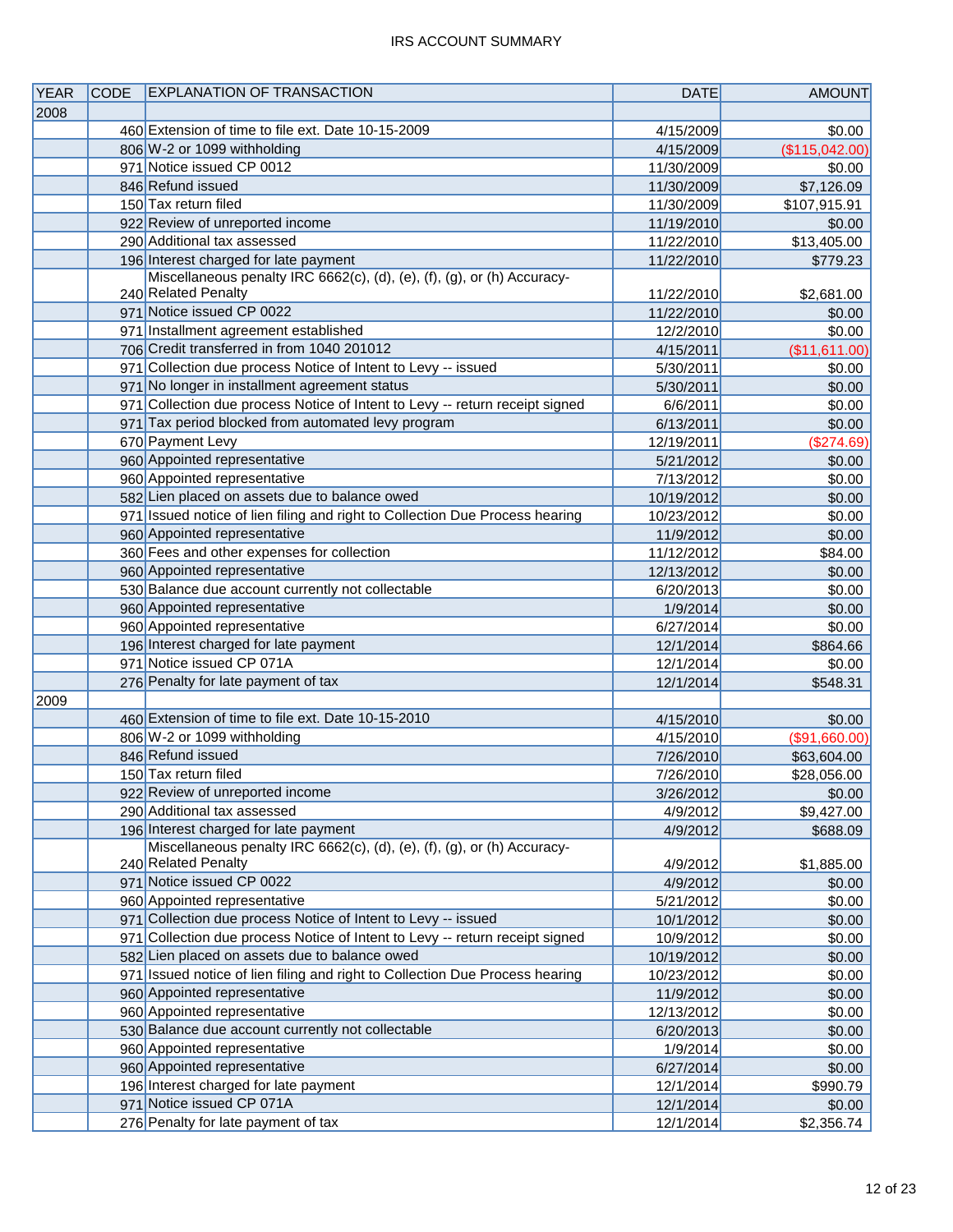# IRS ACCOUNT SUMMARY

| YEAR | CODE | EXPLANATION OF TRANSACTION | DATE | AMOUNT |
|---|---|---|---|---|
| 2008 | | | | |
| | 460 | Extension of time to file ext. Date 10-15-2009 | 4/15/2009 | $0.00 |
| | 806 | W-2 or 1099 withholding | 4/15/2009 | ($115,042.00) |
| | 971 | Notice issued CP 0012 | 11/30/2009 | $0.00 |
| | 846 | Refund issued | 11/30/2009 | $7,126.09 |
| | 150 | Tax return filed | 11/30/2009 | $107,915.91 |
| | 922 | Review of unreported income | 11/19/2010 | $0.00 |
| | 290 | Additional tax assessed | 11/22/2010 | $13,405.00 |
| | 196 | Interest charged for late payment | 11/22/2010 | $779.23 |
| | 240 | Miscellaneous penalty IRC 6662(c), (d), (e), (f), (g), or (h) Accuracy-Related Penalty | 11/22/2010 | $2,681.00 |
| | 971 | Notice issued CP 0022 | 11/22/2010 | $0.00 |
| | 971 | Installment agreement established | 12/2/2010 | $0.00 |
| | 706 | Credit transferred in from 1040 201012 | 4/15/2011 | ($11,611.00) |
| | 971 | Collection due process Notice of Intent to Levy -- issued | 5/30/2011 | $0.00 |
| | 971 | No longer in installment agreement status | 5/30/2011 | $0.00 |
| | 971 | Collection due process Notice of Intent to Levy -- return receipt signed | 6/6/2011 | $0.00 |
| | 971 | Tax period blocked from automated levy program | 6/13/2011 | $0.00 |
| | 670 | Payment Levy | 12/19/2011 | ($274.69) |
| | 960 | Appointed representative | 5/21/2012 | $0.00 |
| | 960 | Appointed representative | 7/13/2012 | $0.00 |
| | 582 | Lien placed on assets due to balance owed | 10/19/2012 | $0.00 |
| | 971 | Issued notice of lien filing and right to Collection Due Process hearing | 10/23/2012 | $0.00 |
| | 960 | Appointed representative | 11/9/2012 | $0.00 |
| | 360 | Fees and other expenses for collection | 11/12/2012 | $84.00 |
| | 960 | Appointed representative | 12/13/2012 | $0.00 |
| | 530 | Balance due account currently not collectable | 6/20/2013 | $0.00 |
| | 960 | Appointed representative | 1/9/2014 | $0.00 |
| | 960 | Appointed representative | 6/27/2014 | $0.00 |
| | 196 | Interest charged for late payment | 12/1/2014 | $864.66 |
| | 971 | Notice issued CP 071A | 12/1/2014 | $0.00 |
| | 276 | Penalty for late payment of tax | 12/1/2014 | $548.31 |
| 2009 | | | | |
| | 460 | Extension of time to file ext. Date 10-15-2010 | 4/15/2010 | $0.00 |
| | 806 | W-2 or 1099 withholding | 4/15/2010 | ($91,660.00) |
| | 846 | Refund issued | 7/26/2010 | $63,604.00 |
| | 150 | Tax return filed | 7/26/2010 | $28,056.00 |
| | 922 | Review of unreported income | 3/26/2012 | $0.00 |
| | 290 | Additional tax assessed | 4/9/2012 | $9,427.00 |
| | 196 | Interest charged for late payment | 4/9/2012 | $688.09 |
| | 240 | Miscellaneous penalty IRC 6662(c), (d), (e), (f), (g), or (h) Accuracy-Related Penalty | 4/9/2012 | $1,885.00 |
| | 971 | Notice issued CP 0022 | 4/9/2012 | $0.00 |
| | 960 | Appointed representative | 5/21/2012 | $0.00 |
| | 971 | Collection due process Notice of Intent to Levy -- issued | 10/1/2012 | $0.00 |
| | 971 | Collection due process Notice of Intent to Levy -- return receipt signed | 10/9/2012 | $0.00 |
| | 582 | Lien placed on assets due to balance owed | 10/19/2012 | $0.00 |
| | 971 | Issued notice of lien filing and right to Collection Due Process hearing | 10/23/2012 | $0.00 |
| | 960 | Appointed representative | 11/9/2012 | $0.00 |
| | 960 | Appointed representative | 12/13/2012 | $0.00 |
| | 530 | Balance due account currently not collectable | 6/20/2013 | $0.00 |
| | 960 | Appointed representative | 1/9/2014 | $0.00 |
| | 960 | Appointed representative | 6/27/2014 | $0.00 |
| | 196 | Interest charged for late payment | 12/1/2014 | $990.79 |
| | 971 | Notice issued CP 071A | 12/1/2014 | $0.00 |
| | 276 | Penalty for late payment of tax | 12/1/2014 | $2,356.74 |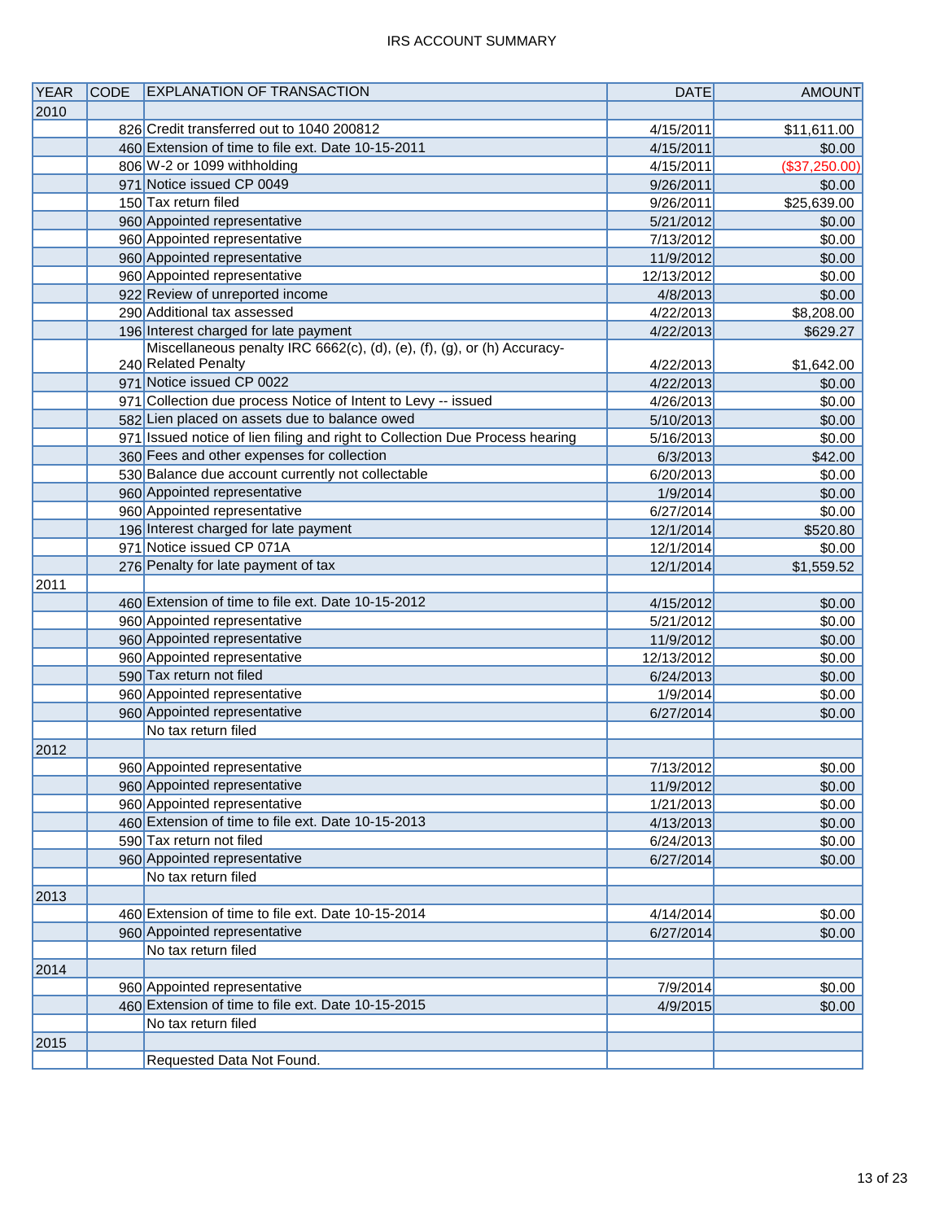# IRS ACCOUNT SUMMARY

| YEAR | CODE | EXPLANATION OF TRANSACTION | DATE | AMOUNT |
|---|---|---|---|---|
| 2010 | | | | |
| | 826 | Credit transferred out to 1040 200812 | 4/15/2011 | $11,611.00 |
| | 460 | Extension of time to file ext. Date 10-15-2011 | 4/15/2011 | $0.00 |
| | 806 | W-2 or 1099 withholding | 4/15/2011 | ($37,250.00) |
| | 971 | Notice issued CP 0049 | 9/26/2011 | $0.00 |
| | 150 | Tax return filed | 9/26/2011 | $25,639.00 |
| | 960 | Appointed representative | 5/21/2012 | $0.00 |
| | 960 | Appointed representative | 7/13/2012 | $0.00 |
| | 960 | Appointed representative | 11/9/2012 | $0.00 |
| | 960 | Appointed representative | 12/13/2012 | $0.00 |
| | 922 | Review of unreported income | 4/8/2013 | $0.00 |
| | 290 | Additional tax assessed | 4/22/2013 | $8,208.00 |
| | 196 | Interest charged for late payment | 4/22/2013 | $629.27 |
| | 240 | Miscellaneous penalty IRC 6662(c), (d), (e), (f), (g), or (h) Accuracy-Related Penalty | 4/22/2013 | $1,642.00 |
| | 971 | Notice issued CP 0022 | 4/22/2013 | $0.00 |
| | 971 | Collection due process Notice of Intent to Levy -- issued | 4/26/2013 | $0.00 |
| | 582 | Lien placed on assets due to balance owed | 5/10/2013 | $0.00 |
| | 971 | Issued notice of lien filing and right to Collection Due Process hearing | 5/16/2013 | $0.00 |
| | 360 | Fees and other expenses for collection | 6/3/2013 | $42.00 |
| | 530 | Balance due account currently not collectable | 6/20/2013 | $0.00 |
| | 960 | Appointed representative | 1/9/2014 | $0.00 |
| | 960 | Appointed representative | 6/27/2014 | $0.00 |
| | 196 | Interest charged for late payment | 12/1/2014 | $520.80 |
| | 971 | Notice issued CP 071A | 12/1/2014 | $0.00 |
| | 276 | Penalty for late payment of tax | 12/1/2014 | $1,559.52 |
| 2011 | | | | |
| | 460 | Extension of time to file ext. Date 10-15-2012 | 4/15/2012 | $0.00 |
| | 960 | Appointed representative | 5/21/2012 | $0.00 |
| | 960 | Appointed representative | 11/9/2012 | $0.00 |
| | 960 | Appointed representative | 12/13/2012 | $0.00 |
| | 590 | Tax return not filed | 6/24/2013 | $0.00 |
| | 960 | Appointed representative | 1/9/2014 | $0.00 |
| | 960 | Appointed representative | 6/27/2014 | $0.00 |
| | | No tax return filed | | |
| 2012 | | | | |
| | 960 | Appointed representative | 7/13/2012 | $0.00 |
| | 960 | Appointed representative | 11/9/2012 | $0.00 |
| | 960 | Appointed representative | 1/21/2013 | $0.00 |
| | 460 | Extension of time to file ext. Date 10-15-2013 | 4/13/2013 | $0.00 |
| | 590 | Tax return not filed | 6/24/2013 | $0.00 |
| | 960 | Appointed representative | 6/27/2014 | $0.00 |
| | | No tax return filed | | |
| 2013 | | | | |
| | 460 | Extension of time to file ext. Date 10-15-2014 | 4/14/2014 | $0.00 |
| | 960 | Appointed representative | 6/27/2014 | $0.00 |
| | | No tax return filed | | |
| 2014 | | | | |
| | 960 | Appointed representative | 7/9/2014 | $0.00 |
| | 460 | Extension of time to file ext. Date 10-15-2015 | 4/9/2015 | $0.00 |
| | | No tax return filed | | |
| 2015 | | | | |
| | | Requested Data Not Found. | | |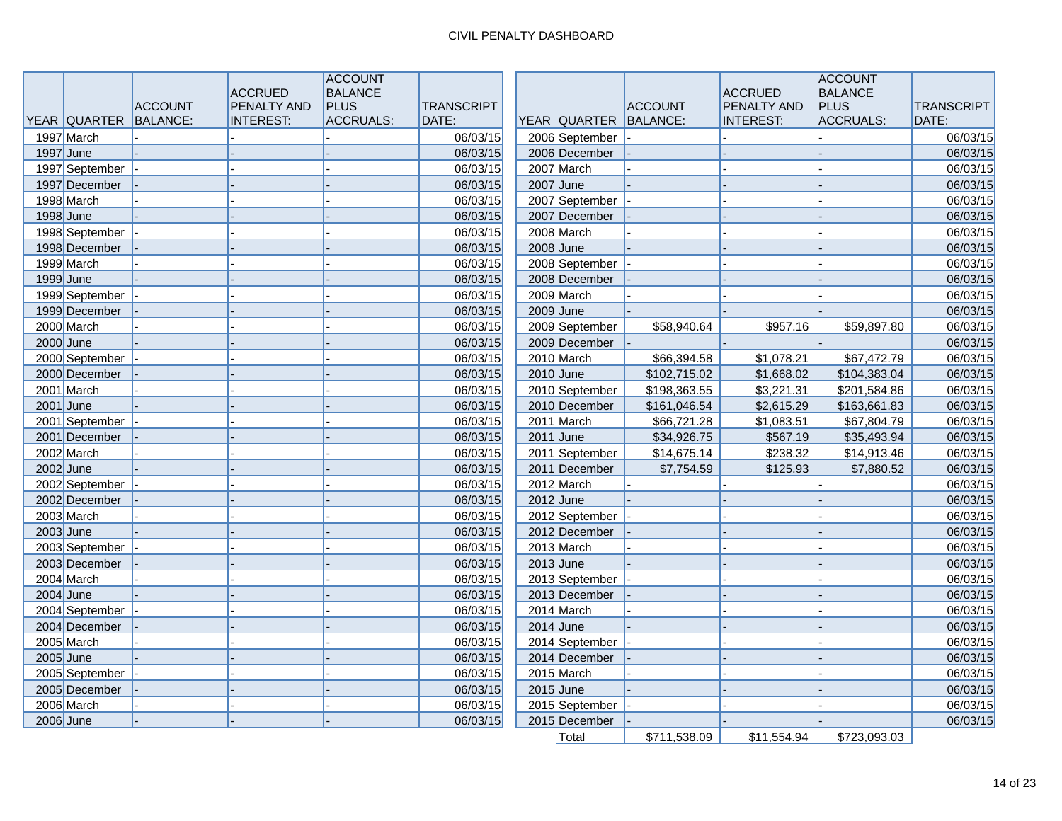CIVIL PENALTY DASHBOARD

| YEAR | QUARTER | ACCOUNT BALANCE: | ACCRUED PENALTY AND INTEREST: | ACCOUNT BALANCE PLUS ACCRUALS: | TRANSCRIPT DATE: |
|---|---|---|---|---|---|
| 1997 | March | - | - | - | 06/03/15 |
| 1997 | June | - | - | - | 06/03/15 |
| 1997 | September | - | - | - | 06/03/15 |
| 1997 | December | - | - | - | 06/03/15 |
| 1998 | March | - | - | - | 06/03/15 |
| 1998 | June | - | - | - | 06/03/15 |
| 1998 | September | - | - | - | 06/03/15 |
| 1998 | December | - | - | - | 06/03/15 |
| 1999 | March | - | - | - | 06/03/15 |
| 1999 | June | - | - | - | 06/03/15 |
| 1999 | September | - | - | - | 06/03/15 |
| 1999 | December | - | - | - | 06/03/15 |
| 2000 | March | - | - | - | 06/03/15 |
| 2000 | June | - | - | - | 06/03/15 |
| 2000 | September | - | - | - | 06/03/15 |
| 2000 | December | - | - | - | 06/03/15 |
| 2001 | March | - | - | - | 06/03/15 |
| 2001 | June | - | - | - | 06/03/15 |
| 2001 | September | - | - | - | 06/03/15 |
| 2001 | December | - | - | - | 06/03/15 |
| 2002 | March | - | - | - | 06/03/15 |
| 2002 | June | - | - | - | 06/03/15 |
| 2002 | September | - | - | - | 06/03/15 |
| 2002 | December | - | - | - | 06/03/15 |
| 2003 | March | - | - | - | 06/03/15 |
| 2003 | June | - | - | - | 06/03/15 |
| 2003 | September | - | - | - | 06/03/15 |
| 2003 | December | - | - | - | 06/03/15 |
| 2004 | March | - | - | - | 06/03/15 |
| 2004 | June | - | - | - | 06/03/15 |
| 2004 | September | - | - | - | 06/03/15 |
| 2004 | December | - | - | - | 06/03/15 |
| 2005 | March | - | - | - | 06/03/15 |
| 2005 | June | - | - | - | 06/03/15 |
| 2005 | September | - | - | - | 06/03/15 |
| 2005 | December | - | - | - | 06/03/15 |
| 2006 | March | - | - | - | 06/03/15 |
| 2006 | June | - | - | - | 06/03/15 |
| 2006 | September | - | - | - | 06/03/15 |
| 2006 | December | - | - | - | 06/03/15 |
| 2007 | March | - | - | - | 06/03/15 |
| 2007 | June | - | - | - | 06/03/15 |
| 2007 | September | - | - | - | 06/03/15 |
| 2007 | December | - | - | - | 06/03/15 |
| 2008 | March | - | - | - | 06/03/15 |
| 2008 | June | - | - | - | 06/03/15 |
| 2008 | September | - | - | - | 06/03/15 |
| 2008 | December | - | - | - | 06/03/15 |
| 2009 | March | - | - | - | 06/03/15 |
| 2009 | June | - | - | - | 06/03/15 |
| 2009 | September | $58,940.64 | $957.16 | $59,897.80 | 06/03/15 |
| 2009 | December | - | - | - | 06/03/15 |
| 2010 | March | $66,394.58 | $1,078.21 | $67,472.79 | 06/03/15 |
| 2010 | June | $102,715.02 | $1,668.02 | $104,383.04 | 06/03/15 |
| 2010 | September | $198,363.55 | $3,221.31 | $201,584.86 | 06/03/15 |
| 2010 | December | $161,046.54 | $2,615.29 | $163,661.83 | 06/03/15 |
| 2011 | March | $66,721.28 | $1,083.51 | $67,804.79 | 06/03/15 |
| 2011 | June | $34,926.75 | $567.19 | $35,493.94 | 06/03/15 |
| 2011 | September | $14,675.14 | $238.32 | $14,913.46 | 06/03/15 |
| 2011 | December | $7,754.59 | $125.93 | $7,880.52 | 06/03/15 |
| 2012 | March | - | - | - | 06/03/15 |
| 2012 | June | - | - | - | 06/03/15 |
| 2012 | September | - | - | - | 06/03/15 |
| 2012 | December | - | - | - | 06/03/15 |
| 2013 | March | - | - | - | 06/03/15 |
| 2013 | June | - | - | - | 06/03/15 |
| 2013 | September | - | - | - | 06/03/15 |
| 2013 | December | - | - | - | 06/03/15 |
| 2014 | March | - | - | - | 06/03/15 |
| 2014 | June | - | - | - | 06/03/15 |
| 2014 | September | - | - | - | 06/03/15 |
| 2014 | December | - | - | - | 06/03/15 |
| 2015 | March | - | - | - | 06/03/15 |
| 2015 | June | - | - | - | 06/03/15 |
| 2015 | September | - | - | - | 06/03/15 |
| 2015 | December | - | - | - | 06/03/15 |
| | Total | $711,538.09 | $11,554.94 | $723,093.03 | |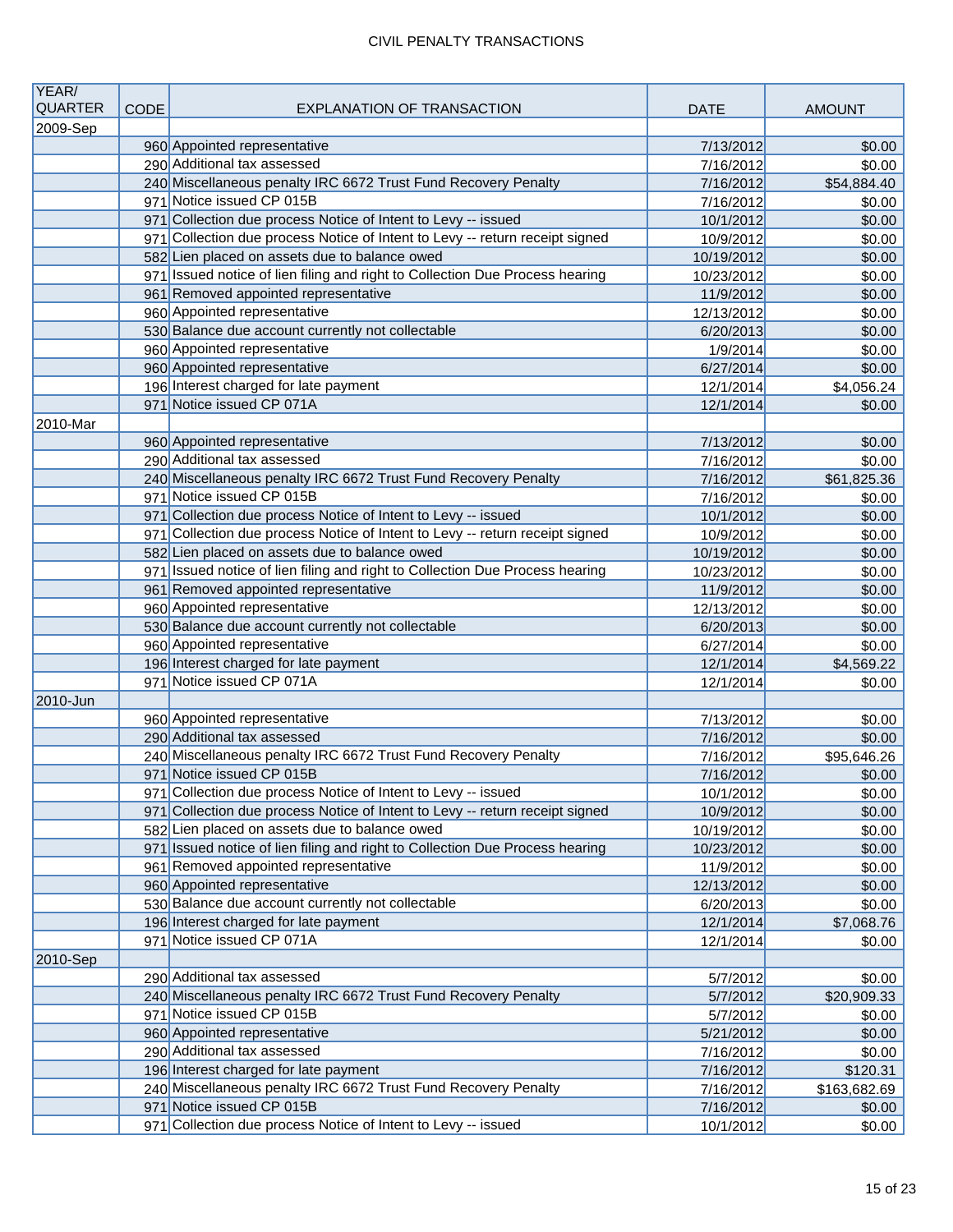CIVIL PENALTY TRANSACTIONS

| YEAR/ QUARTER | CODE | EXPLANATION OF TRANSACTION | DATE | AMOUNT |
|---|---|---|---|---|
| 2009-Sep | | | | |
| | 960 | Appointed representative | 7/13/2012 | $0.00 |
| | 290 | Additional tax assessed | 7/16/2012 | $0.00 |
| | 240 | Miscellaneous penalty IRC 6672 Trust Fund Recovery Penalty | 7/16/2012 | $54,884.40 |
| | 971 | Notice issued CP 015B | 7/16/2012 | $0.00 |
| | 971 | Collection due process Notice of Intent to Levy -- issued | 10/1/2012 | $0.00 |
| | 971 | Collection due process Notice of Intent to Levy -- return receipt signed | 10/9/2012 | $0.00 |
| | 582 | Lien placed on assets due to balance owed | 10/19/2012 | $0.00 |
| | 971 | Issued notice of lien filing and right to Collection Due Process hearing | 10/23/2012 | $0.00 |
| | 961 | Removed appointed representative | 11/9/2012 | $0.00 |
| | 960 | Appointed representative | 12/13/2012 | $0.00 |
| | 530 | Balance due account currently not collectable | 6/20/2013 | $0.00 |
| | 960 | Appointed representative | 1/9/2014 | $0.00 |
| | 960 | Appointed representative | 6/27/2014 | $0.00 |
| | 196 | Interest charged for late payment | 12/1/2014 | $4,056.24 |
| | 971 | Notice issued CP 071A | 12/1/2014 | $0.00 |
| 2010-Mar | | | | |
| | 960 | Appointed representative | 7/13/2012 | $0.00 |
| | 290 | Additional tax assessed | 7/16/2012 | $0.00 |
| | 240 | Miscellaneous penalty IRC 6672 Trust Fund Recovery Penalty | 7/16/2012 | $61,825.36 |
| | 971 | Notice issued CP 015B | 7/16/2012 | $0.00 |
| | 971 | Collection due process Notice of Intent to Levy -- issued | 10/1/2012 | $0.00 |
| | 971 | Collection due process Notice of Intent to Levy -- return receipt signed | 10/9/2012 | $0.00 |
| | 582 | Lien placed on assets due to balance owed | 10/19/2012 | $0.00 |
| | 971 | Issued notice of lien filing and right to Collection Due Process hearing | 10/23/2012 | $0.00 |
| | 961 | Removed appointed representative | 11/9/2012 | $0.00 |
| | 960 | Appointed representative | 12/13/2012 | $0.00 |
| | 530 | Balance due account currently not collectable | 6/20/2013 | $0.00 |
| | 960 | Appointed representative | 6/27/2014 | $0.00 |
| | 196 | Interest charged for late payment | 12/1/2014 | $4,569.22 |
| | 971 | Notice issued CP 071A | 12/1/2014 | $0.00 |
| 2010-Jun | | | | |
| | 960 | Appointed representative | 7/13/2012 | $0.00 |
| | 290 | Additional tax assessed | 7/16/2012 | $0.00 |
| | 240 | Miscellaneous penalty IRC 6672 Trust Fund Recovery Penalty | 7/16/2012 | $95,646.26 |
| | 971 | Notice issued CP 015B | 7/16/2012 | $0.00 |
| | 971 | Collection due process Notice of Intent to Levy -- issued | 10/1/2012 | $0.00 |
| | 971 | Collection due process Notice of Intent to Levy -- return receipt signed | 10/9/2012 | $0.00 |
| | 582 | Lien placed on assets due to balance owed | 10/19/2012 | $0.00 |
| | 971 | Issued notice of lien filing and right to Collection Due Process hearing | 10/23/2012 | $0.00 |
| | 961 | Removed appointed representative | 11/9/2012 | $0.00 |
| | 960 | Appointed representative | 12/13/2012 | $0.00 |
| | 530 | Balance due account currently not collectable | 6/20/2013 | $0.00 |
| | 196 | Interest charged for late payment | 12/1/2014 | $7,068.76 |
| | 971 | Notice issued CP 071A | 12/1/2014 | $0.00 |
| 2010-Sep | | | | |
| | 290 | Additional tax assessed | 5/7/2012 | $0.00 |
| | 240 | Miscellaneous penalty IRC 6672 Trust Fund Recovery Penalty | 5/7/2012 | $20,909.33 |
| | 971 | Notice issued CP 015B | 5/7/2012 | $0.00 |
| | 960 | Appointed representative | 5/21/2012 | $0.00 |
| | 290 | Additional tax assessed | 7/16/2012 | $0.00 |
| | 196 | Interest charged for late payment | 7/16/2012 | $120.31 |
| | 240 | Miscellaneous penalty IRC 6672 Trust Fund Recovery Penalty | 7/16/2012 | $163,682.69 |
| | 971 | Notice issued CP 015B | 7/16/2012 | $0.00 |
| | 971 | Collection due process Notice of Intent to Levy -- issued | 10/1/2012 | $0.00 |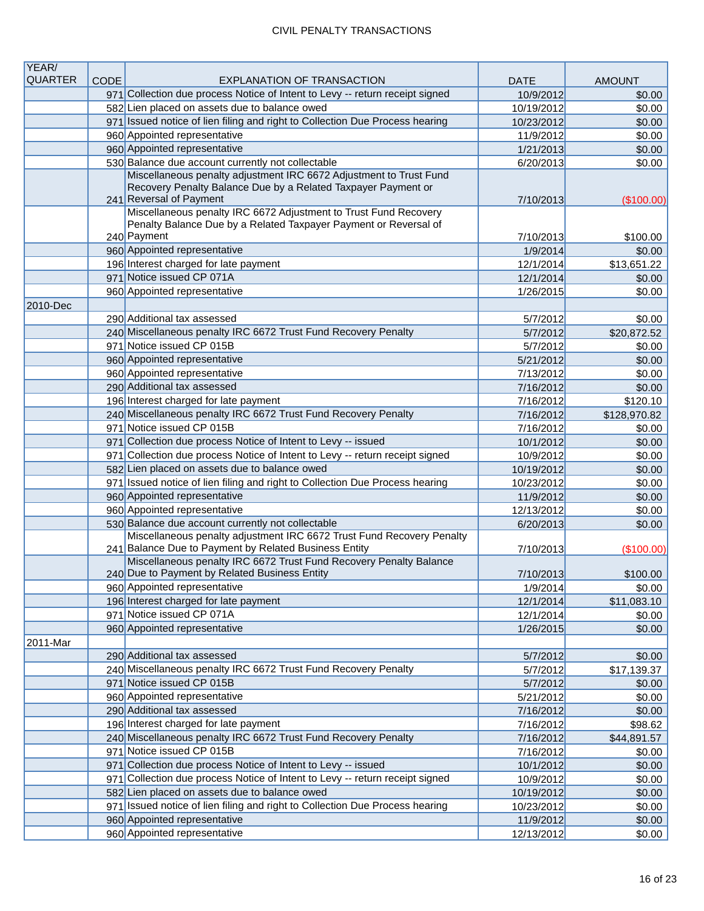# CIVIL PENALTY TRANSACTIONS

| YEAR/ QUARTER | CODE | EXPLANATION OF TRANSACTION | DATE | AMOUNT |
|---|---|---|---|---|
| | 971 | Collection due process Notice of Intent to Levy -- return receipt signed | 10/9/2012 | $0.00 |
| | 582 | Lien placed on assets due to balance owed | 10/19/2012 | $0.00 |
| | 971 | Issued notice of lien filing and right to Collection Due Process hearing | 10/23/2012 | $0.00 |
| | 960 | Appointed representative | 11/9/2012 | $0.00 |
| | 960 | Appointed representative | 1/21/2013 | $0.00 |
| | 530 | Balance due account currently not collectable | 6/20/2013 | $0.00 |
| | 241 | Miscellaneous penalty adjustment IRC 6672 Adjustment to Trust Fund Recovery Penalty Balance Due by a Related Taxpayer Payment or Reversal of Payment | 7/10/2013 | ($100.00) |
| | 240 | Miscellaneous penalty IRC 6672 Adjustment to Trust Fund Recovery Penalty Balance Due by a Related Taxpayer Payment or Reversal of Payment | 7/10/2013 | $100.00 |
| | 960 | Appointed representative | 1/9/2014 | $0.00 |
| | 196 | Interest charged for late payment | 12/1/2014 | $13,651.22 |
| | 971 | Notice issued CP 071A | 12/1/2014 | $0.00 |
| | 960 | Appointed representative | 1/26/2015 | $0.00 |
| 2010-Dec | | | | |
| | 290 | Additional tax assessed | 5/7/2012 | $0.00 |
| | 240 | Miscellaneous penalty IRC 6672 Trust Fund Recovery Penalty | 5/7/2012 | $20,872.52 |
| | 971 | Notice issued CP 015B | 5/7/2012 | $0.00 |
| | 960 | Appointed representative | 5/21/2012 | $0.00 |
| | 960 | Appointed representative | 7/13/2012 | $0.00 |
| | 290 | Additional tax assessed | 7/16/2012 | $0.00 |
| | 196 | Interest charged for late payment | 7/16/2012 | $120.10 |
| | 240 | Miscellaneous penalty IRC 6672 Trust Fund Recovery Penalty | 7/16/2012 | $128,970.82 |
| | 971 | Notice issued CP 015B | 7/16/2012 | $0.00 |
| | 971 | Collection due process Notice of Intent to Levy -- issued | 10/1/2012 | $0.00 |
| | 971 | Collection due process Notice of Intent to Levy -- return receipt signed | 10/9/2012 | $0.00 |
| | 582 | Lien placed on assets due to balance owed | 10/19/2012 | $0.00 |
| | 971 | Issued notice of lien filing and right to Collection Due Process hearing | 10/23/2012 | $0.00 |
| | 960 | Appointed representative | 11/9/2012 | $0.00 |
| | 960 | Appointed representative | 12/13/2012 | $0.00 |
| | 530 | Balance due account currently not collectable | 6/20/2013 | $0.00 |
| | 241 | Miscellaneous penalty adjustment IRC 6672 Trust Fund Recovery Penalty Balance Due to Payment by Related Business Entity | 7/10/2013 | ($100.00) |
| | 240 | Miscellaneous penalty IRC 6672 Trust Fund Recovery Penalty Balance Due to Payment by Related Business Entity | 7/10/2013 | $100.00 |
| | 960 | Appointed representative | 1/9/2014 | $0.00 |
| | 196 | Interest charged for late payment | 12/1/2014 | $11,083.10 |
| | 971 | Notice issued CP 071A | 12/1/2014 | $0.00 |
| | 960 | Appointed representative | 1/26/2015 | $0.00 |
| 2011-Mar | | | | |
| | 290 | Additional tax assessed | 5/7/2012 | $0.00 |
| | 240 | Miscellaneous penalty IRC 6672 Trust Fund Recovery Penalty | 5/7/2012 | $17,139.37 |
| | 971 | Notice issued CP 015B | 5/7/2012 | $0.00 |
| | 960 | Appointed representative | 5/21/2012 | $0.00 |
| | 290 | Additional tax assessed | 7/16/2012 | $0.00 |
| | 196 | Interest charged for late payment | 7/16/2012 | $98.62 |
| | 240 | Miscellaneous penalty IRC 6672 Trust Fund Recovery Penalty | 7/16/2012 | $44,891.57 |
| | 971 | Notice issued CP 015B | 7/16/2012 | $0.00 |
| | 971 | Collection due process Notice of Intent to Levy -- issued | 10/1/2012 | $0.00 |
| | 971 | Collection due process Notice of Intent to Levy -- return receipt signed | 10/9/2012 | $0.00 |
| | 582 | Lien placed on assets due to balance owed | 10/19/2012 | $0.00 |
| | 971 | Issued notice of lien filing and right to Collection Due Process hearing | 10/23/2012 | $0.00 |
| | 960 | Appointed representative | 11/9/2012 | $0.00 |
| | 960 | Appointed representative | 12/13/2012 | $0.00 |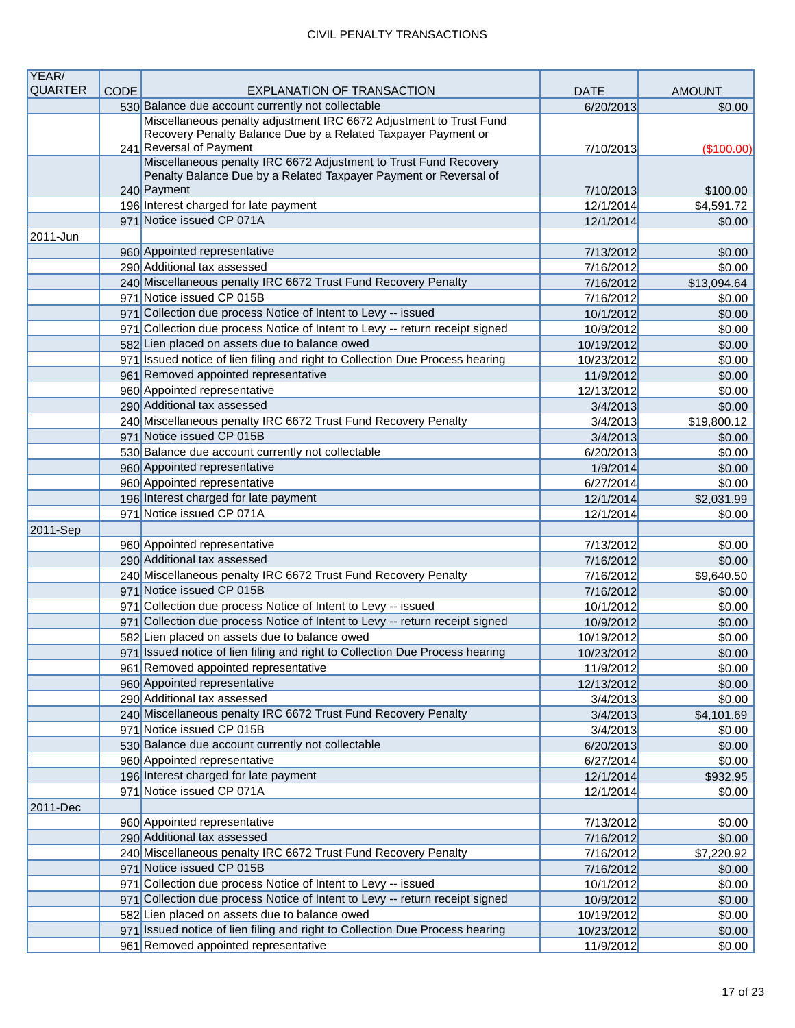# CIVIL PENALTY TRANSACTIONS

| YEAR/ QUARTER | CODE | EXPLANATION OF TRANSACTION | DATE | AMOUNT |
|---|---|---|---|---|
| | 530 | Balance due account currently not collectable | 6/20/2013 | $0.00 |
| | 241 | Miscellaneous penalty adjustment IRC 6672 Adjustment to Trust Fund Recovery Penalty Balance Due by a Related Taxpayer Payment or Reversal of Payment | 7/10/2013 | ($100.00) |
| | 240 | Miscellaneous penalty IRC 6672 Adjustment to Trust Fund Recovery Penalty Balance Due by a Related Taxpayer Payment or Reversal of Payment | 7/10/2013 | $100.00 |
| | 196 | Interest charged for late payment | 12/1/2014 | $4,591.72 |
| | 971 | Notice issued CP 071A | 12/1/2014 | $0.00 |
| 2011-Jun | | | | |
| | 960 | Appointed representative | 7/13/2012 | $0.00 |
| | 290 | Additional tax assessed | 7/16/2012 | $0.00 |
| | 240 | Miscellaneous penalty IRC 6672 Trust Fund Recovery Penalty | 7/16/2012 | $13,094.64 |
| | 971 | Notice issued CP 015B | 7/16/2012 | $0.00 |
| | 971 | Collection due process Notice of Intent to Levy -- issued | 10/1/2012 | $0.00 |
| | 971 | Collection due process Notice of Intent to Levy -- return receipt signed | 10/9/2012 | $0.00 |
| | 582 | Lien placed on assets due to balance owed | 10/19/2012 | $0.00 |
| | 971 | Issued notice of lien filing and right to Collection Due Process hearing | 10/23/2012 | $0.00 |
| | 961 | Removed appointed representative | 11/9/2012 | $0.00 |
| | 960 | Appointed representative | 12/13/2012 | $0.00 |
| | 290 | Additional tax assessed | 3/4/2013 | $0.00 |
| | 240 | Miscellaneous penalty IRC 6672 Trust Fund Recovery Penalty | 3/4/2013 | $19,800.12 |
| | 971 | Notice issued CP 015B | 3/4/2013 | $0.00 |
| | 530 | Balance due account currently not collectable | 6/20/2013 | $0.00 |
| | 960 | Appointed representative | 1/9/2014 | $0.00 |
| | 960 | Appointed representative | 6/27/2014 | $0.00 |
| | 196 | Interest charged for late payment | 12/1/2014 | $2,031.99 |
| | 971 | Notice issued CP 071A | 12/1/2014 | $0.00 |
| 2011-Sep | | | | |
| | 960 | Appointed representative | 7/13/2012 | $0.00 |
| | 290 | Additional tax assessed | 7/16/2012 | $0.00 |
| | 240 | Miscellaneous penalty IRC 6672 Trust Fund Recovery Penalty | 7/16/2012 | $9,640.50 |
| | 971 | Notice issued CP 015B | 7/16/2012 | $0.00 |
| | 971 | Collection due process Notice of Intent to Levy -- issued | 10/1/2012 | $0.00 |
| | 971 | Collection due process Notice of Intent to Levy -- return receipt signed | 10/9/2012 | $0.00 |
| | 582 | Lien placed on assets due to balance owed | 10/19/2012 | $0.00 |
| | 971 | Issued notice of lien filing and right to Collection Due Process hearing | 10/23/2012 | $0.00 |
| | 961 | Removed appointed representative | 11/9/2012 | $0.00 |
| | 960 | Appointed representative | 12/13/2012 | $0.00 |
| | 290 | Additional tax assessed | 3/4/2013 | $0.00 |
| | 240 | Miscellaneous penalty IRC 6672 Trust Fund Recovery Penalty | 3/4/2013 | $4,101.69 |
| | 971 | Notice issued CP 015B | 3/4/2013 | $0.00 |
| | 530 | Balance due account currently not collectable | 6/20/2013 | $0.00 |
| | 960 | Appointed representative | 6/27/2014 | $0.00 |
| | 196 | Interest charged for late payment | 12/1/2014 | $932.95 |
| | 971 | Notice issued CP 071A | 12/1/2014 | $0.00 |
| 2011-Dec | | | | |
| | 960 | Appointed representative | 7/13/2012 | $0.00 |
| | 290 | Additional tax assessed | 7/16/2012 | $0.00 |
| | 240 | Miscellaneous penalty IRC 6672 Trust Fund Recovery Penalty | 7/16/2012 | $7,220.92 |
| | 971 | Notice issued CP 015B | 7/16/2012 | $0.00 |
| | 971 | Collection due process Notice of Intent to Levy -- issued | 10/1/2012 | $0.00 |
| | 971 | Collection due process Notice of Intent to Levy -- return receipt signed | 10/9/2012 | $0.00 |
| | 582 | Lien placed on assets due to balance owed | 10/19/2012 | $0.00 |
| | 971 | Issued notice of lien filing and right to Collection Due Process hearing | 10/23/2012 | $0.00 |
| | 961 | Removed appointed representative | 11/9/2012 | $0.00 |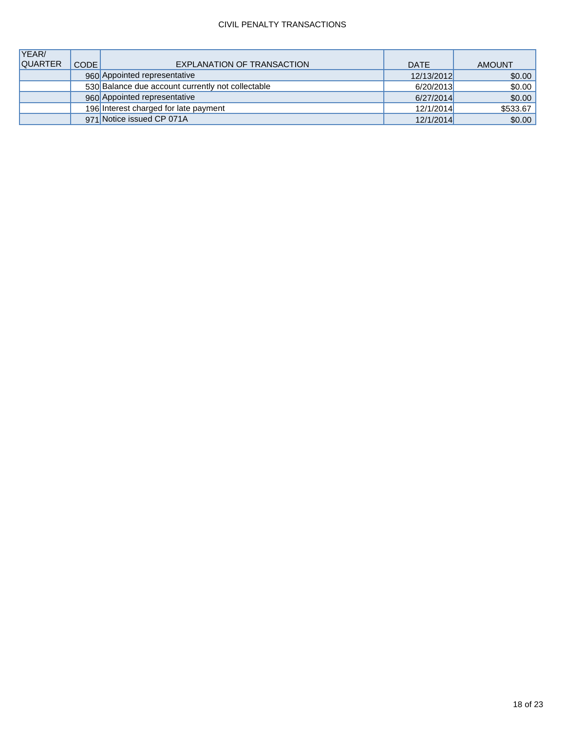CIVIL PENALTY TRANSACTIONS

| YEAR/ QUARTER | CODE | EXPLANATION OF TRANSACTION | DATE | AMOUNT |
|---|---|---|---|---|
| | 960 | Appointed representative | 12/13/2012 | $0.00 |
| | 530 | Balance due account currently not collectable | 6/20/2013 | $0.00 |
| | 960 | Appointed representative | 6/27/2014 | $0.00 |
| | 196 | Interest charged for late payment | 12/1/2014 | $533.67 |
| | 971 | Notice issued CP 071A | 12/1/2014 | $0.00 |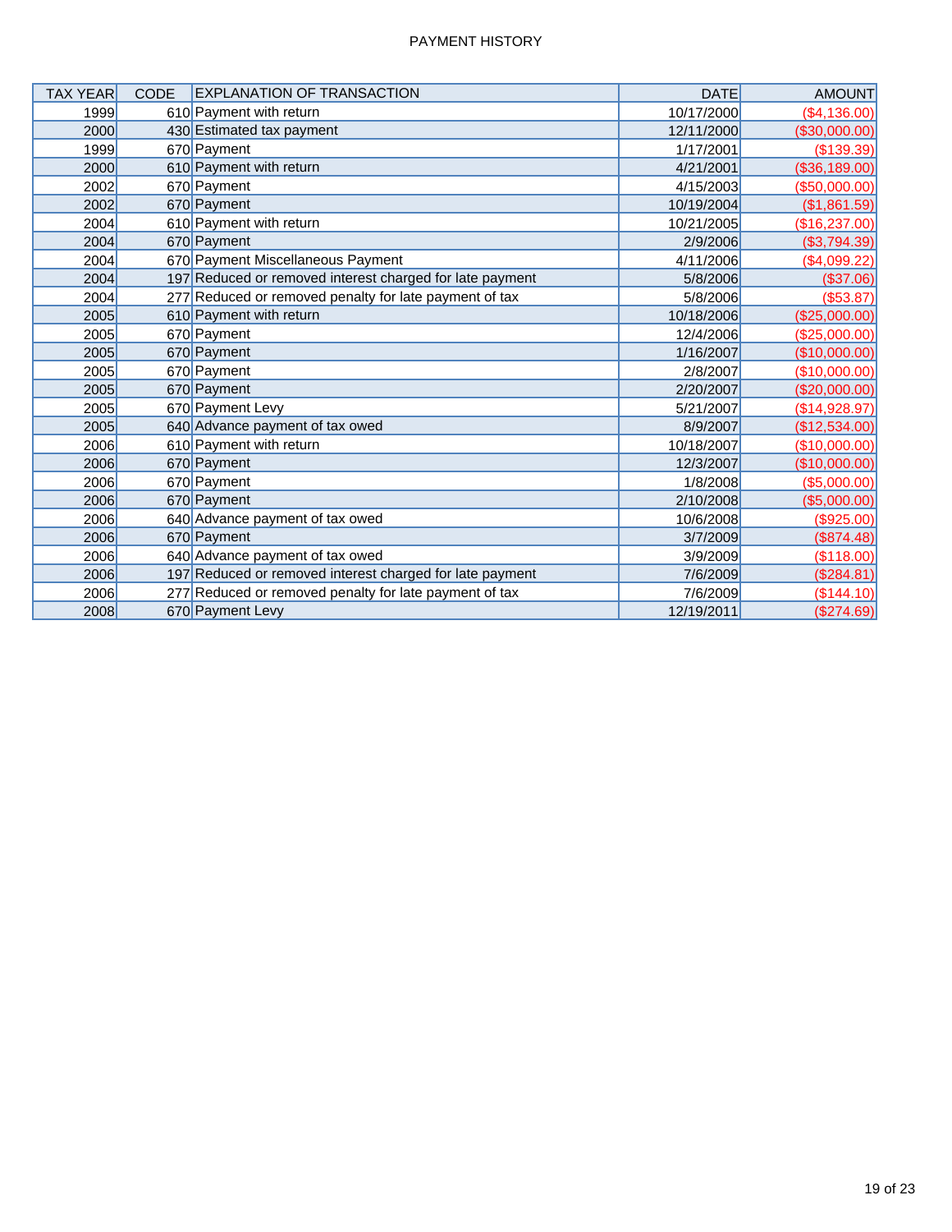PAYMENT HISTORY

| TAX YEAR | CODE | EXPLANATION OF TRANSACTION | DATE | AMOUNT |
|---|---|---|---|---|
| 1999 | 610 | Payment with return | 10/17/2000 | ($4,136.00) |
| 2000 | 430 | Estimated tax payment | 12/11/2000 | ($30,000.00) |
| 1999 | 670 | Payment | 1/17/2001 | ($139.39) |
| 2000 | 610 | Payment with return | 4/21/2001 | ($36,189.00) |
| 2002 | 670 | Payment | 4/15/2003 | ($50,000.00) |
| 2002 | 670 | Payment | 10/19/2004 | ($1,861.59) |
| 2004 | 610 | Payment with return | 10/21/2005 | ($16,237.00) |
| 2004 | 670 | Payment | 2/9/2006 | ($3,794.39) |
| 2004 | 670 | Payment Miscellaneous Payment | 4/11/2006 | ($4,099.22) |
| 2004 | 197 | Reduced or removed interest charged for late payment | 5/8/2006 | ($37.06) |
| 2004 | 277 | Reduced or removed penalty for late payment of tax | 5/8/2006 | ($53.87) |
| 2005 | 610 | Payment with return | 10/18/2006 | ($25,000.00) |
| 2005 | 670 | Payment | 12/4/2006 | ($25,000.00) |
| 2005 | 670 | Payment | 1/16/2007 | ($10,000.00) |
| 2005 | 670 | Payment | 2/8/2007 | ($10,000.00) |
| 2005 | 670 | Payment | 2/20/2007 | ($20,000.00) |
| 2005 | 670 | Payment Levy | 5/21/2007 | ($14,928.97) |
| 2005 | 640 | Advance payment of tax owed | 8/9/2007 | ($12,534.00) |
| 2006 | 610 | Payment with return | 10/18/2007 | ($10,000.00) |
| 2006 | 670 | Payment | 12/3/2007 | ($10,000.00) |
| 2006 | 670 | Payment | 1/8/2008 | ($5,000.00) |
| 2006 | 670 | Payment | 2/10/2008 | ($5,000.00) |
| 2006 | 640 | Advance payment of tax owed | 10/6/2008 | ($925.00) |
| 2006 | 670 | Payment | 3/7/2009 | ($874.48) |
| 2006 | 640 | Advance payment of tax owed | 3/9/2009 | ($118.00) |
| 2006 | 197 | Reduced or removed interest charged for late payment | 7/6/2009 | ($284.81) |
| 2006 | 277 | Reduced or removed penalty for late payment of tax | 7/6/2009 | ($144.10) |
| 2008 | 670 | Payment Levy | 12/19/2011 | ($274.69) |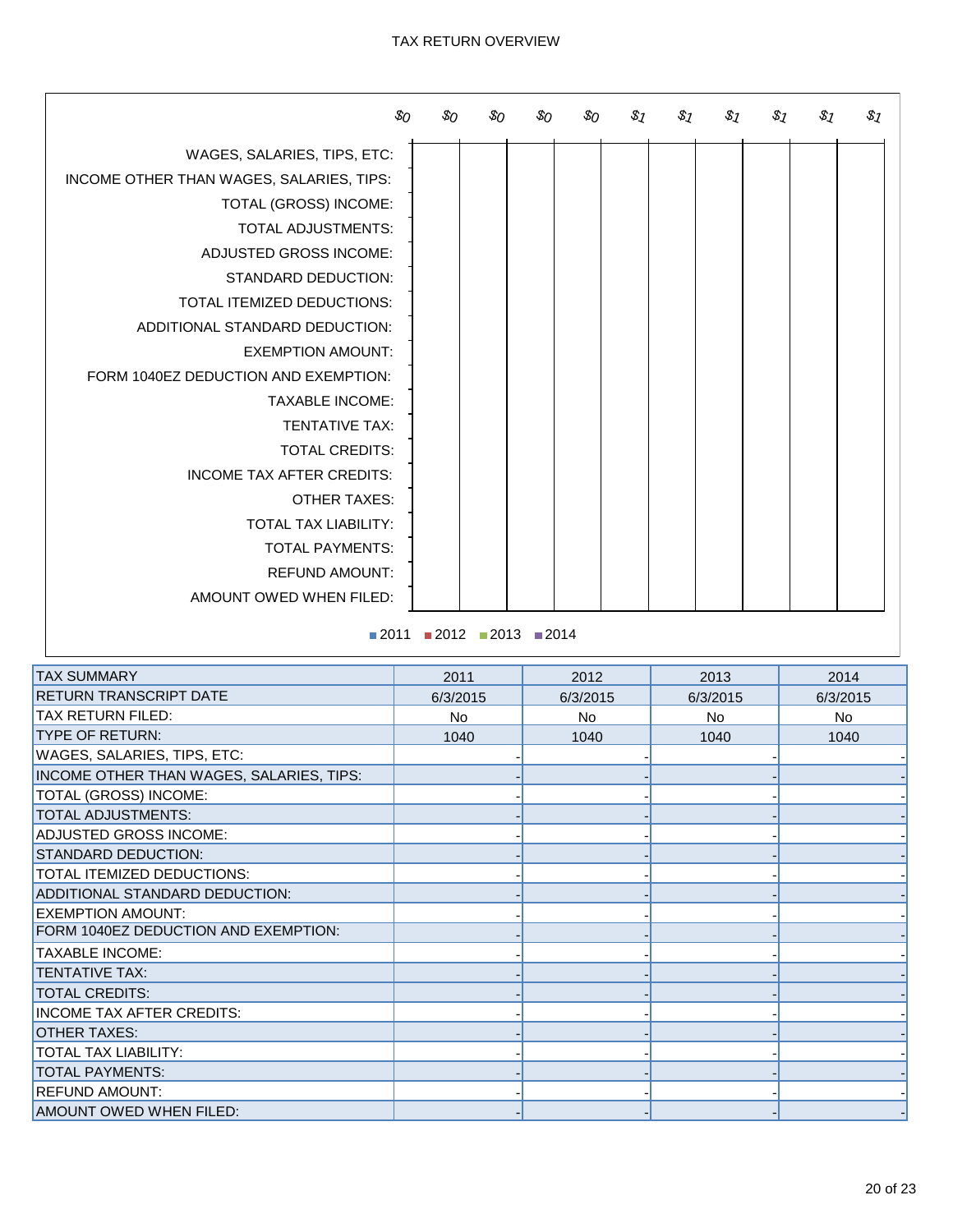# TAX RETURN OVERVIEW

| | $0 | $0 | $0 | $0 | $0 | $1 | $1 | $1 | $1 | $1 | $1 |
|---|---|---|---|---|---|---|---|---|---|---|---|
| WAGES, SALARIES, TIPS, ETC: | | | | | | | | | | | |
| INCOME OTHER THAN WAGES, SALARIES, TIPS: | | | | | | | | | | | |
| TOTAL (GROSS) INCOME: | | | | | | | | | | | |
| TOTAL ADJUSTMENTS: | | | | | | | | | | | |
| ADJUSTED GROSS INCOME: | | | | | | | | | | | |
| STANDARD DEDUCTION: | | | | | | | | | | | |
| TOTAL ITEMIZED DEDUCTIONS: | | | | | | | | | | | |
| ADDITIONAL STANDARD DEDUCTION: | | | | | | | | | | | |
| EXEMPTION AMOUNT: | | | | | | | | | | | |
| FORM 1040EZ DEDUCTION AND EXEMPTION: | | | | | | | | | | | |
| TAXABLE INCOME: | | | | | | | | | | | |
| TENTATIVE TAX: | | | | | | | | | | | |
| TOTAL CREDITS: | | | | | | | | | | | |
| INCOME TAX AFTER CREDITS: | | | | | | | | | | | |
| OTHER TAXES: | | | | | | | | | | | |
| TOTAL TAX LIABILITY: | | | | | | | | | | | |
| TOTAL PAYMENTS: | | | | | | | | | | | |
| REFUND AMOUNT: | | | | | | | | | | | |
| AMOUNT OWED WHEN FILED: | | | | | | | | | | | |

■ 2011 ■ 2012 ■ 2013 ■ 2014

| TAX SUMMARY | 2011 | 2012 | 2013 | 2014 |
|---|---|---|---|---|
| RETURN TRANSCRIPT DATE | 6/3/2015 | 6/3/2015 | 6/3/2015 | 6/3/2015 |
| TAX RETURN FILED: | No | No | No | No |
| TYPE OF RETURN: | 1040 | 1040 | 1040 | 1040 |
| WAGES, SALARIES, TIPS, ETC: | - | - | - | - |
| INCOME OTHER THAN WAGES, SALARIES, TIPS: | - | - | - | - |
| TOTAL (GROSS) INCOME: | - | - | - | - |
| TOTAL ADJUSTMENTS: | - | - | - | - |
| ADJUSTED GROSS INCOME: | - | - | - | - |
| STANDARD DEDUCTION: | - | - | - | - |
| TOTAL ITEMIZED DEDUCTIONS: | - | - | - | - |
| ADDITIONAL STANDARD DEDUCTION: | - | - | - | - |
| EXEMPTION AMOUNT: | - | - | - | - |
| FORM 1040EZ DEDUCTION AND EXEMPTION: | - | - | - | - |
| TAXABLE INCOME: | - | - | - | - |
| TENTATIVE TAX: | - | - | - | - |
| TOTAL CREDITS: | - | - | - | - |
| INCOME TAX AFTER CREDITS: | - | - | - | - |
| OTHER TAXES: | - | - | - | - |
| TOTAL TAX LIABILITY: | - | - | - | - |
| TOTAL PAYMENTS: | - | - | - | - |
| REFUND AMOUNT: | - | - | - | - |
| AMOUNT OWED WHEN FILED: | - | - | - | - |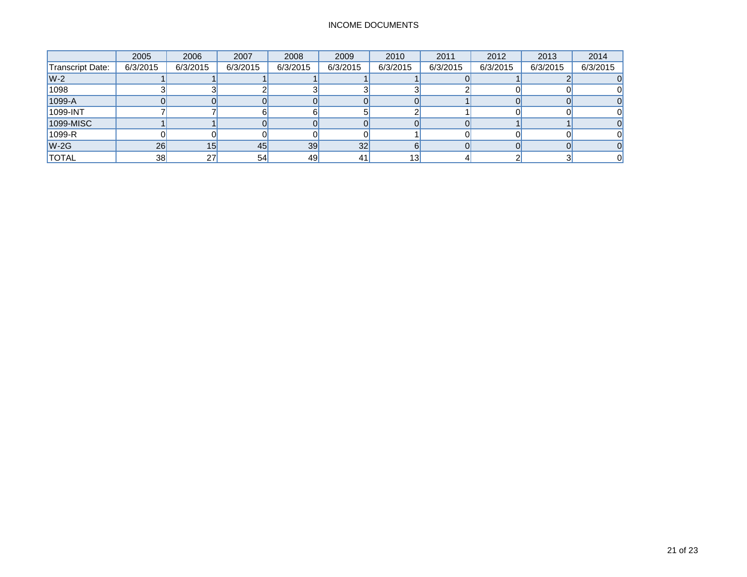# INCOME DOCUMENTS

| | 2005 | 2006 | 2007 | 2008 | 2009 | 2010 | 2011 | 2012 | 2013 | 2014 |
|---|---|---|---|---|---|---|---|---|---|---|
| Transcript Date: | 6/3/2015 | 6/3/2015 | 6/3/2015 | 6/3/2015 | 6/3/2015 | 6/3/2015 | 6/3/2015 | 6/3/2015 | 6/3/2015 | 6/3/2015 |
| W-2 | 1 | 1 | 1 | 1 | 1 | 1 | 0 | 1 | 2 | 0 |
| 1098 | 3 | 3 | 2 | 3 | 3 | 3 | 2 | 0 | 0 | 0 |
| 1099-A | 0 | 0 | 0 | 0 | 0 | 0 | 1 | 0 | 0 | 0 |
| 1099-INT | 7 | 7 | 6 | 6 | 5 | 2 | 1 | 0 | 0 | 0 |
| 1099-MISC | 1 | 1 | 0 | 0 | 0 | 0 | 0 | 1 | 1 | 0 |
| 1099-R | 0 | 0 | 0 | 0 | 0 | 1 | 0 | 0 | 0 | 0 |
| W-2G | 26 | 15 | 45 | 39 | 32 | 6 | 0 | 0 | 0 | 0 |
| TOTAL | 38 | 27 | 54 | 49 | 41 | 13 | 4 | 2 | 3 | 0 |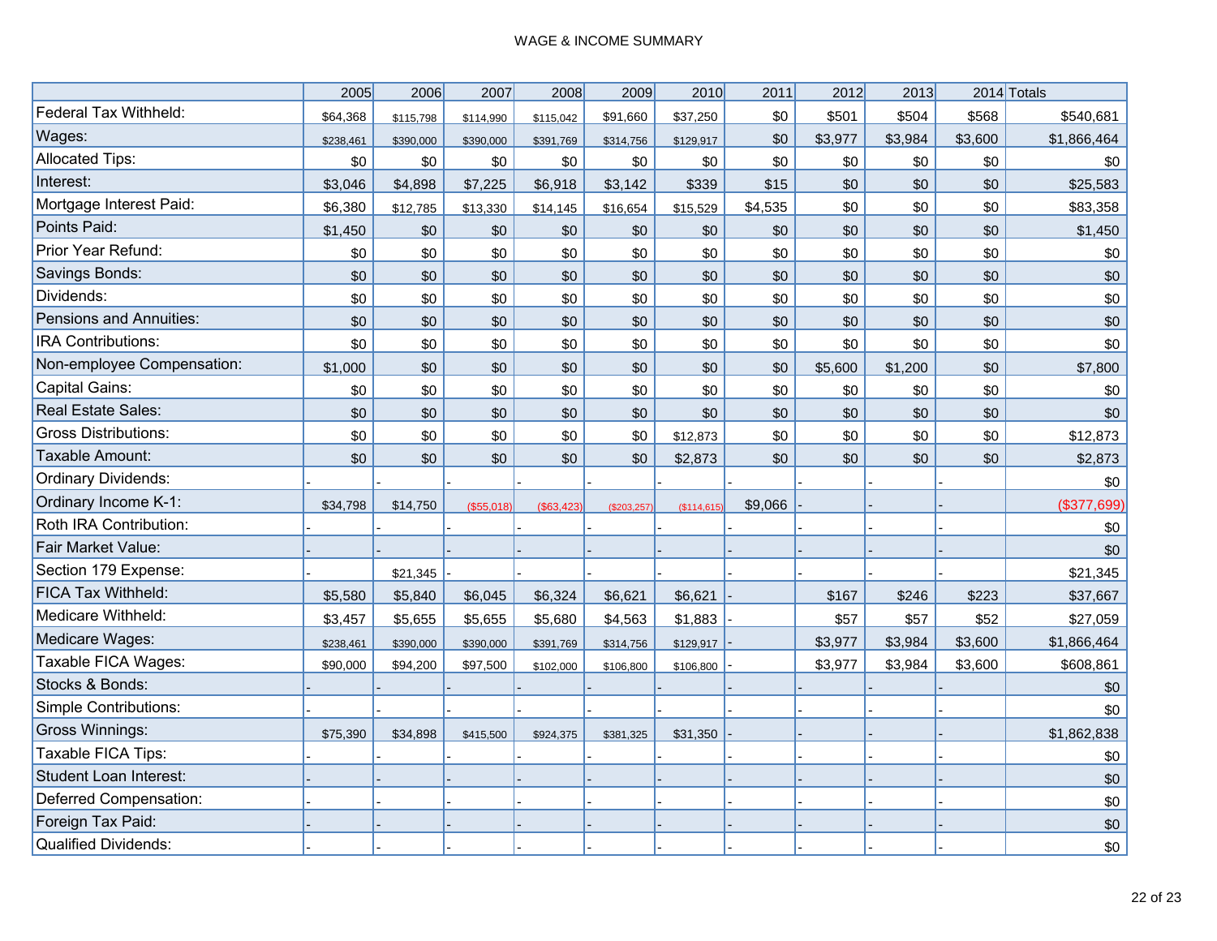# WAGE & INCOME SUMMARY

| | 2005 | 2006 | 2007 | 2008 | 2009 | 2010 | 2011 | 2012 | 2013 | 2014 | Totals |
|---|---|---|---|---|---|---|---|---|---|---|---|
| Federal Tax Withheld: | $64,368 | $115,798 | $114,990 | $115,042 | $91,660 | $37,250 | $0 | $501 | $504 | $568 | $540,681 |
| Wages: | $238,461 | $390,000 | $390,000 | $391,769 | $314,756 | $129,917 | $0 | $3,977 | $3,984 | $3,600 | $1,866,464 |
| Allocated Tips: | $0 | $0 | $0 | $0 | $0 | $0 | $0 | $0 | $0 | $0 | $0 |
| Interest: | $3,046 | $4,898 | $7,225 | $6,918 | $3,142 | $339 | $15 | $0 | $0 | $0 | $25,583 |
| Mortgage Interest Paid: | $6,380 | $12,785 | $13,330 | $14,145 | $16,654 | $15,529 | $4,535 | $0 | $0 | $0 | $83,358 |
| Points Paid: | $1,450 | $0 | $0 | $0 | $0 | $0 | $0 | $0 | $0 | $0 | $1,450 |
| Prior Year Refund: | $0 | $0 | $0 | $0 | $0 | $0 | $0 | $0 | $0 | $0 | $0 |
| Savings Bonds: | $0 | $0 | $0 | $0 | $0 | $0 | $0 | $0 | $0 | $0 | $0 |
| Dividends: | $0 | $0 | $0 | $0 | $0 | $0 | $0 | $0 | $0 | $0 | $0 |
| Pensions and Annuities: | $0 | $0 | $0 | $0 | $0 | $0 | $0 | $0 | $0 | $0 | $0 |
| IRA Contributions: | $0 | $0 | $0 | $0 | $0 | $0 | $0 | $0 | $0 | $0 | $0 |
| Non-employee Compensation: | $1,000 | $0 | $0 | $0 | $0 | $0 | $0 | $5,600 | $1,200 | $0 | $7,800 |
| Capital Gains: | $0 | $0 | $0 | $0 | $0 | $0 | $0 | $0 | $0 | $0 | $0 |
| Real Estate Sales: | $0 | $0 | $0 | $0 | $0 | $0 | $0 | $0 | $0 | $0 | $0 |
| Gross Distributions: | $0 | $0 | $0 | $0 | $0 | $12,873 | $0 | $0 | $0 | $0 | $12,873 |
| Taxable Amount: | $0 | $0 | $0 | $0 | $0 | $2,873 | $0 | $0 | $0 | $0 | $2,873 |
| Ordinary Dividends: | - | - | - | - | - | - | - | - | - | - | $0 |
| Ordinary Income K-1: | $34,798 | $14,750 | ($55,018) | ($63,423) | ($203,257) | ($114,615) | $9,066 | - | - | - | ($377,699) |
| Roth IRA Contribution: | - | - | - | - | - | - | - | - | - | - | $0 |
| Fair Market Value: | - | - | - | - | - | - | - | - | - | - | $0 |
| Section 179 Expense: | - | $21,345 | - | - | - | - | - | - | - | - | $21,345 |
| FICA Tax Withheld: | $5,580 | $5,840 | $6,045 | $6,324 | $6,621 | $6,621 | - | $167 | $246 | $223 | $37,667 |
| Medicare Withheld: | $3,457 | $5,655 | $5,655 | $5,680 | $4,563 | $1,883 | - | $57 | $57 | $52 | $27,059 |
| Medicare Wages: | $238,461 | $390,000 | $390,000 | $391,769 | $314,756 | $129,917 | - | $3,977 | $3,984 | $3,600 | $1,866,464 |
| Taxable FICA Wages: | $90,000 | $94,200 | $97,500 | $102,000 | $106,800 | $106,800 | - | $3,977 | $3,984 | $3,600 | $608,861 |
| Stocks & Bonds: | - | - | - | - | - | - | - | - | - | - | $0 |
| Simple Contributions: | - | - | - | - | - | - | - | - | - | - | $0 |
| Gross Winnings: | $75,390 | $34,898 | $415,500 | $924,375 | $381,325 | $31,350 | - | - | - | - | $1,862,838 |
| Taxable FICA Tips: | - | - | - | - | - | - | - | - | - | - | $0 |
| Student Loan Interest: | - | - | - | - | - | - | - | - | - | - | $0 |
| Deferred Compensation: | - | - | - | - | - | - | - | - | - | - | $0 |
| Foreign Tax Paid: | - | - | - | - | - | - | - | - | - | - | $0 |
| Qualified Dividends: | - | - | - | - | - | - | - | - | - | - | $0 |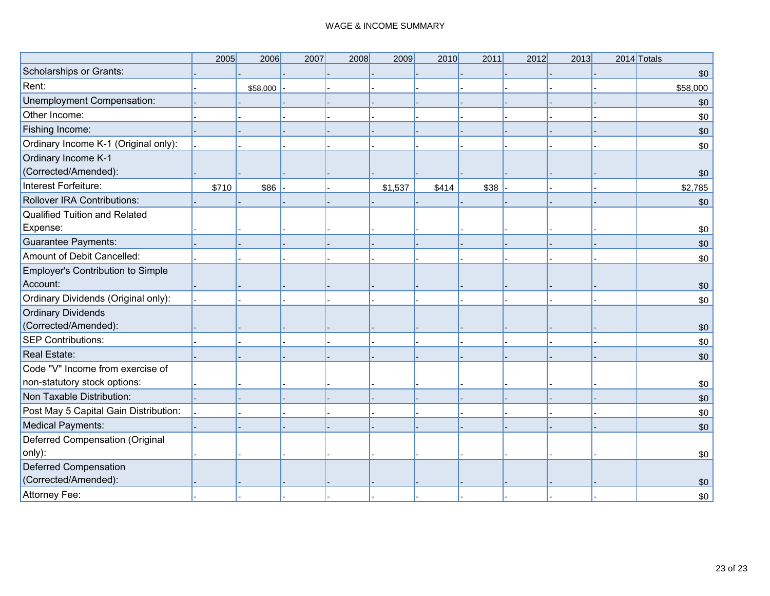## WAGE & INCOME SUMMARY

| | 2005 | 2006 | 2007 | 2008 | 2009 | 2010 | 2011 | 2012 | 2013 | 2014 | Totals |
|---|---|---|---|---|---|---|---|---|---|---|---|
| Scholarships or Grants: | - | - | - | - | - | - | - | - | - | - | $0 |
| Rent: | - | $58,000 | - | - | - | - | - | - | - | - | $58,000 |
| Unemployment Compensation: | - | - | - | - | - | - | - | - | - | - | $0 |
| Other Income: | - | - | - | - | - | - | - | - | - | - | $0 |
| Fishing Income: | - | - | - | - | - | - | - | - | - | - | $0 |
| Ordinary Income K-1 (Original only): | - | - | - | - | - | - | - | - | - | - | $0 |
| Ordinary Income K-1 (Corrected/Amended): | - | - | - | - | - | - | - | - | - | - | $0 |
| Interest Forfeiture: | $710 | $86 | - | - | $1,537 | $414 | $38 | - | - | - | $2,785 |
| Rollover IRA Contributions: | - | - | - | - | - | - | - | - | - | - | $0 |
| Qualified Tuition and Related Expense: | - | - | - | - | - | - | - | - | - | - | $0 |
| Guarantee Payments: | - | - | - | - | - | - | - | - | - | - | $0 |
| Amount of Debit Cancelled: | - | - | - | - | - | - | - | - | - | - | $0 |
| Employer's Contribution to Simple Account: | - | - | - | - | - | - | - | - | - | - | $0 |
| Ordinary Dividends (Original only): | - | - | - | - | - | - | - | - | - | - | $0 |
| Ordinary Dividends (Corrected/Amended): | - | - | - | - | - | - | - | - | - | - | $0 |
| SEP Contributions: | - | - | - | - | - | - | - | - | - | - | $0 |
| Real Estate: | - | - | - | - | - | - | - | - | - | - | $0 |
| Code "V" Income from exercise of non-statutory stock options: | - | - | - | - | - | - | - | - | - | - | $0 |
| Non Taxable Distribution: | - | - | - | - | - | - | - | - | - | - | $0 |
| Post May 5 Capital Gain Distribution: | - | - | - | - | - | - | - | - | - | - | $0 |
| Medical Payments: | - | - | - | - | - | - | - | - | - | - | $0 |
| Deferred Compensation (Original only): | - | - | - | - | - | - | - | - | - | - | $0 |
| Deferred Compensation (Corrected/Amended): | - | - | - | - | - | - | - | - | - | - | $0 |
| Attorney Fee: | - | - | - | - | - | - | - | - | - | - | $0 |